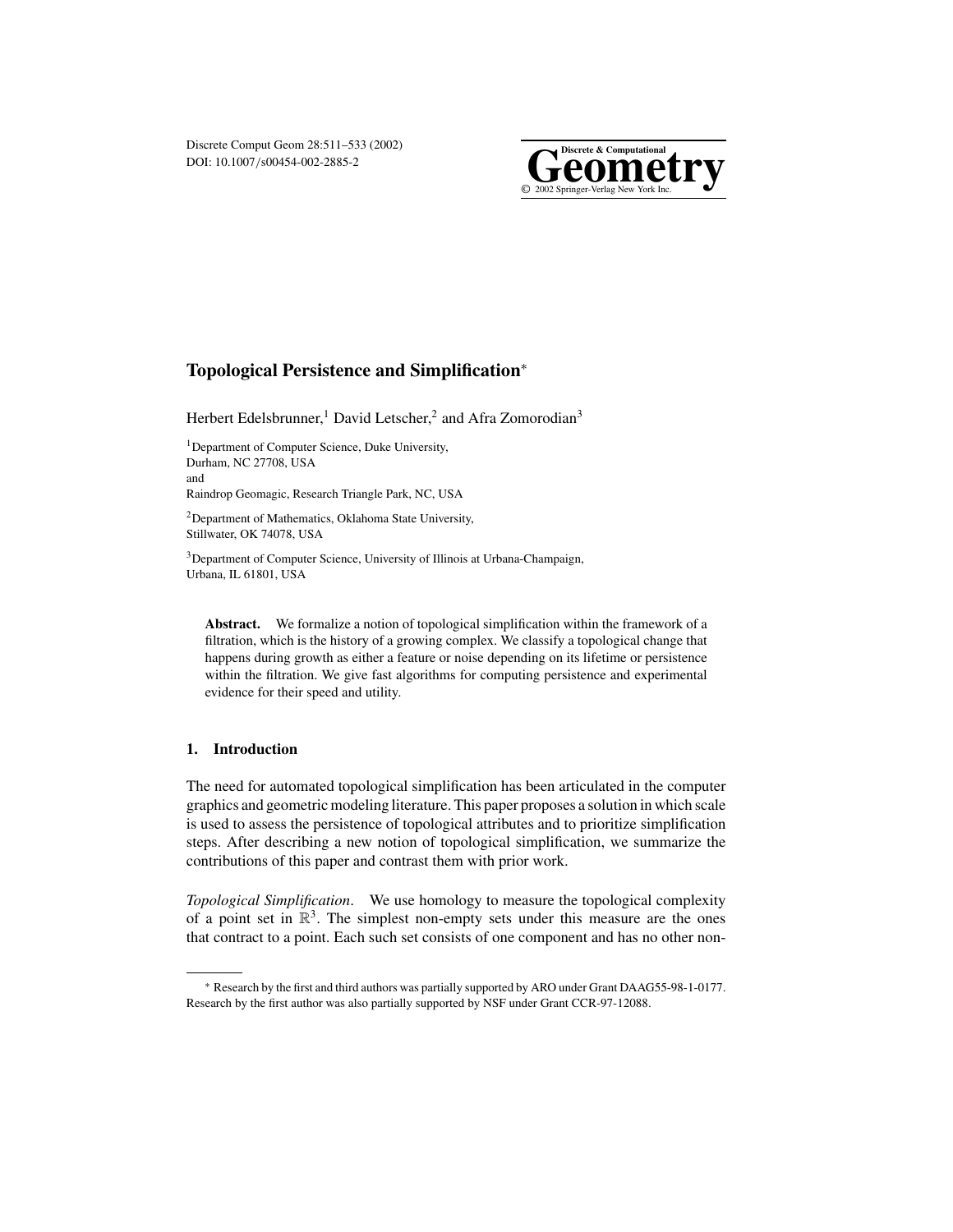# Topological Persistence and Simplification*

Herbert Edelsbrunner,[1] David Letscher,[2] and Afra Zomorodian[3]

[1]Department of Computer Science, Duke University,
Durham, NC 27708, USA
and
Raindrop Geomagic, Research Triangle Park, NC, USA

[2]Department of Mathematics, Oklahoma State University,
Stillwater, OK 74078, USA

[3]Department of Computer Science, University of Illinois at Urbana-Champaign,
Urbana, IL 61801, USA

**Abstract.** We formalize a notion of topological simplification within the framework of a filtration, which is the history of a growing complex. We classify a topological change that happens during growth as either a feature or noise depending on its lifetime or persistence within the filtration. We give fast algorithms for computing persistence and experimental evidence for their speed and utility.

## 1. Introduction

The need for automated topological simplification has been articulated in the computer graphics and geometric modeling literature. This paper proposes a solution in which scale is used to assess the persistence of topological attributes and to prioritize simplification steps. After describing a new notion of topological simplification, we summarize the contributions of this paper and contrast them with prior work.

*Topological Simplification*. We use homology to measure the topological complexity of a point set in $\mathbb{R}^3$. The simplest non-empty sets under this measure are the ones that contract to a point. Each such set consists of one component and has no other non-

\* Research by the first and third authors was partially supported by ARO under Grant DAAG55-98-1-0177. Research by the first author was also partially supported by NSF under Grant CCR-97-12088.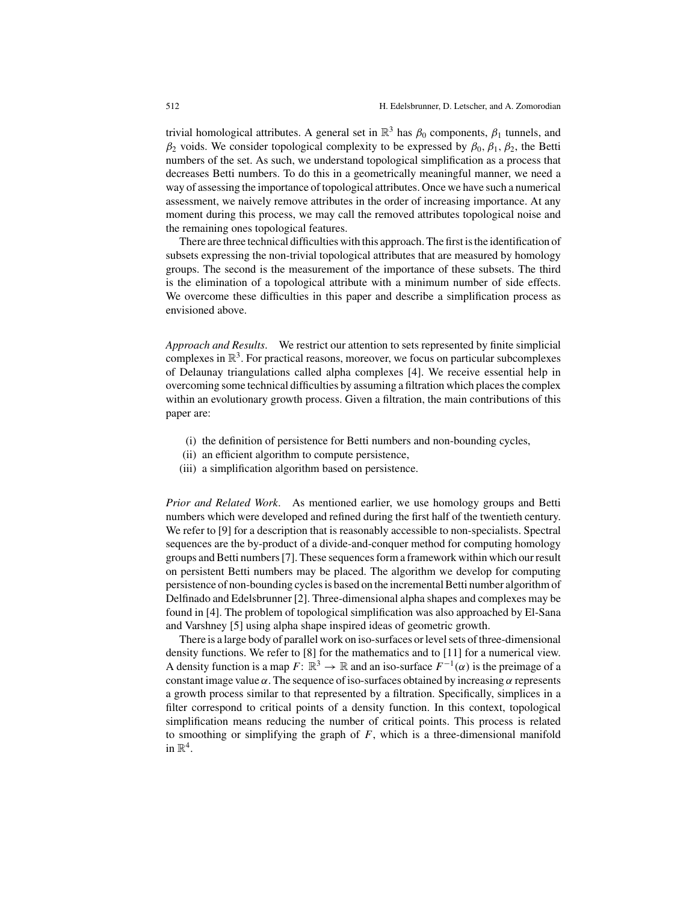trivial homological attributes. A general set in $\mathbb{R}^3$ has $\beta_0$ components, $\beta_1$ tunnels, and $\beta_2$ voids. We consider topological complexity to be expressed by $\beta_0$, $\beta_1$, $\beta_2$, the Betti numbers of the set. As such, we understand topological simplification as a process that decreases Betti numbers. To do this in a geometrically meaningful manner, we need a way of assessing the importance of topological attributes. Once we have such a numerical assessment, we naively remove attributes in the order of increasing importance. At any moment during this process, we may call the removed attributes topological noise and the remaining ones topological features.

There are three technical difficulties with this approach. The first is the identification of subsets expressing the non-trivial topological attributes that are measured by homology groups. The second is the measurement of the importance of these subsets. The third is the elimination of a topological attribute with a minimum number of side effects. We overcome these difficulties in this paper and describe a simplification process as envisioned above.

*Approach and Results*. We restrict our attention to sets represented by finite simplicial complexes in $\mathbb{R}^3$. For practical reasons, moreover, we focus on particular subcomplexes of Delaunay triangulations called alpha complexes [4]. We receive essential help in overcoming some technical difficulties by assuming a filtration which places the complex within an evolutionary growth process. Given a filtration, the main contributions of this paper are:

- (i) the definition of persistence for Betti numbers and non-bounding cycles,
- (ii) an efficient algorithm to compute persistence,
- (iii) a simplification algorithm based on persistence.

*Prior and Related Work*. As mentioned earlier, we use homology groups and Betti numbers which were developed and refined during the first half of the twentieth century. We refer to [9] for a description that is reasonably accessible to non-specialists. Spectral sequences are the by-product of a divide-and-conquer method for computing homology groups and Betti numbers [7]. These sequences form a framework within which our result on persistent Betti numbers may be placed. The algorithm we develop for computing persistence of non-bounding cycles is based on the incremental Betti number algorithm of Delfinado and Edelsbrunner [2]. Three-dimensional alpha shapes and complexes may be found in [4]. The problem of topological simplification was also approached by El-Sana and Varshney [5] using alpha shape inspired ideas of geometric growth.

There is a large body of parallel work on iso-surfaces or level sets of three-dimensional density functions. We refer to [8] for the mathematics and to [11] for a numerical view. A density function is a map $F\colon \mathbb{R}^3 \to \mathbb{R}$ and an iso-surface $F^{-1}(\alpha)$ is the preimage of a constant image value $\alpha$. The sequence of iso-surfaces obtained by increasing $\alpha$ represents a growth process similar to that represented by a filtration. Specifically, simplices in a filter correspond to critical points of a density function. In this context, topological simplification means reducing the number of critical points. This process is related to smoothing or simplifying the graph of $F$, which is a three-dimensional manifold in $\mathbb{R}^4$.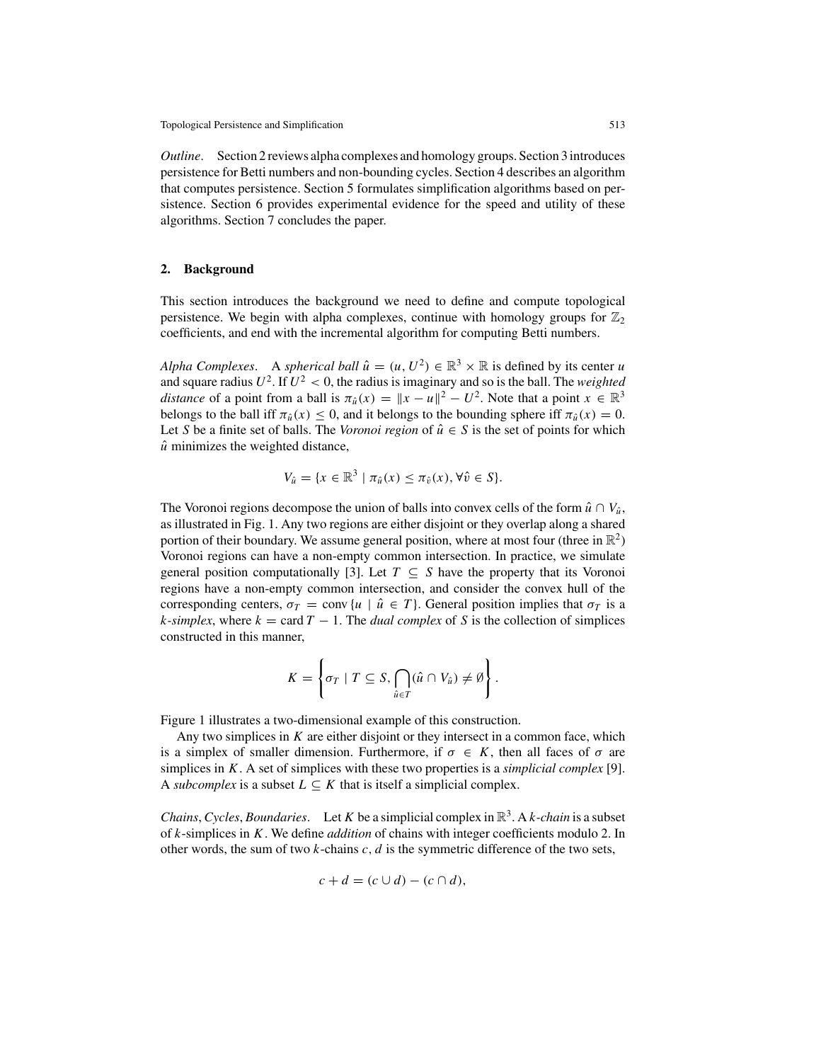*Outline*. Section 2 reviews alpha complexes and homology groups. Section 3 introduces persistence for Betti numbers and non-bounding cycles. Section 4 describes an algorithm that computes persistence. Section 5 formulates simplification algorithms based on persistence. Section 6 provides experimental evidence for the speed and utility of these algorithms. Section 7 concludes the paper.

## 2. Background

This section introduces the background we need to define and compute topological persistence. We begin with alpha complexes, continue with homology groups for $\mathbb{Z}_2$ coefficients, and end with the incremental algorithm for computing Betti numbers.

*Alpha Complexes*. A *spherical ball* $\hat{u} = (u, U^2) \in \mathbb{R}^3 \times \mathbb{R}$ is defined by its center $u$ and square radius $U^2$. If $U^2 < 0$, the radius is imaginary and so is the ball. The *weighted distance* of a point from a ball is $\pi_{\hat{u}}(x) = \|x - u\|^2 - U^2$. Note that a point $x \in \mathbb{R}^3$ belongs to the ball iff $\pi_{\hat{u}}(x) \leq 0$, and it belongs to the bounding sphere iff $\pi_{\hat{u}}(x) = 0$. Let $S$ be a finite set of balls. The *Voronoi region* of $\hat{u} \in S$ is the set of points for which $\hat{u}$ minimizes the weighted distance,

$$V_{\hat{u}} = \{x \in \mathbb{R}^3 \mid \pi_{\hat{u}}(x) \leq \pi_{\hat{v}}(x), \forall \hat{v} \in S\}.$$

The Voronoi regions decompose the union of balls into convex cells of the form $\hat{u} \cap V_{\hat{u}}$, as illustrated in Fig. 1. Any two regions are either disjoint or they overlap along a shared portion of their boundary. We assume general position, where at most four (three in $\mathbb{R}^2$) Voronoi regions can have a non-empty common intersection. In practice, we simulate general position computationally [3]. Let $T \subseteq S$ have the property that its Voronoi regions have a non-empty common intersection, and consider the convex hull of the corresponding centers, $\sigma_T = \text{conv}\{u \mid \hat{u} \in T\}$. General position implies that $\sigma_T$ is a *k-simplex*, where $k = \text{card}\, T - 1$. The *dual complex* of $S$ is the collection of simplices constructed in this manner,

$$K = \left\{\sigma_T \mid T \subseteq S, \bigcap_{\hat{u} \in T} (\hat{u} \cap V_{\hat{u}}) \neq \emptyset\right\}.$$

Figure 1 illustrates a two-dimensional example of this construction.

Any two simplices in $K$ are either disjoint or they intersect in a common face, which is a simplex of smaller dimension. Furthermore, if $\sigma \in K$, then all faces of $\sigma$ are simplices in $K$. A set of simplices with these two properties is a *simplicial complex* [9]. A *subcomplex* is a subset $L \subseteq K$ that is itself a simplicial complex.

*Chains, Cycles, Boundaries*. Let $K$ be a simplicial complex in $\mathbb{R}^3$. A *k-chain* is a subset of $k$-simplices in $K$. We define *addition* of chains with integer coefficients modulo 2. In other words, the sum of two $k$-chains $c$, $d$ is the symmetric difference of the two sets,

$$c + d = (c \cup d) - (c \cap d),$$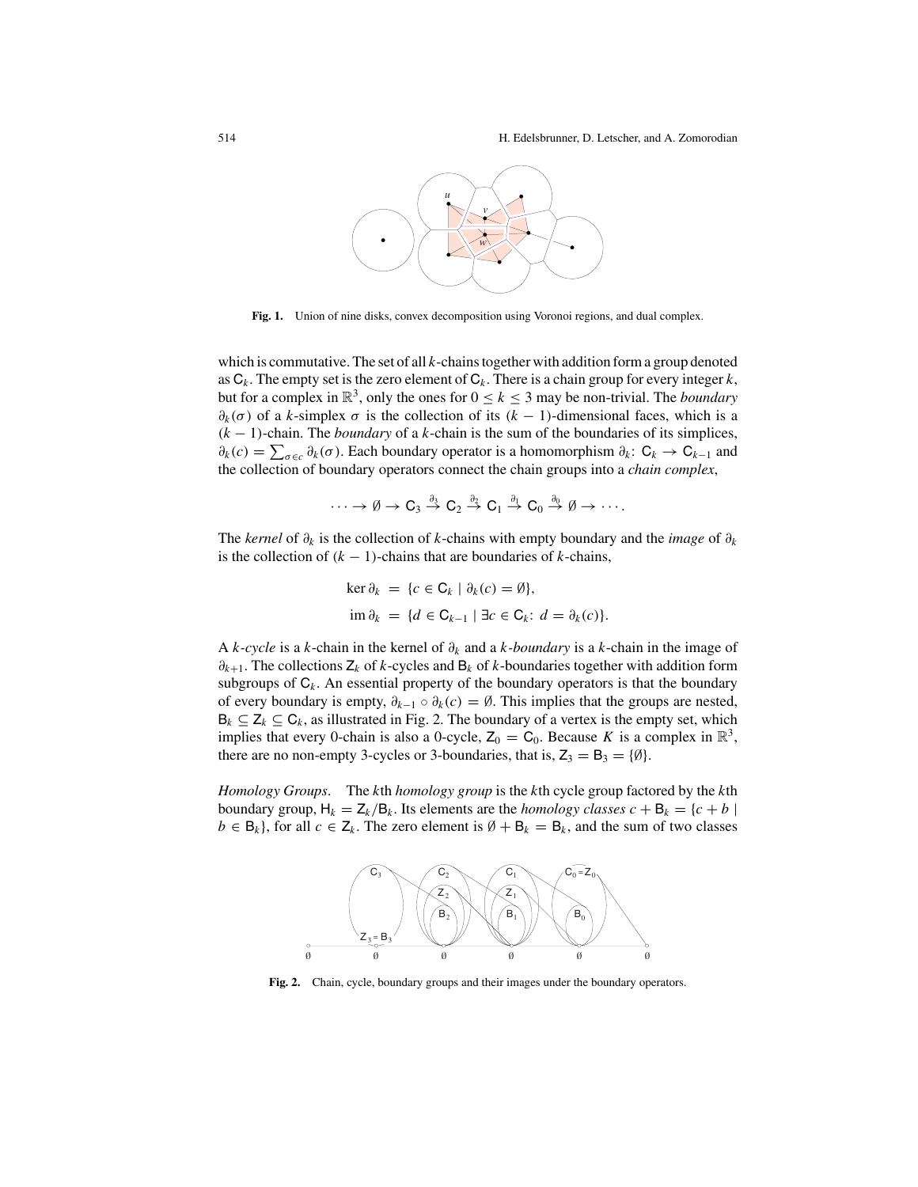**Fig. 1.** Union of nine disks, convex decomposition using Voronoi regions, and dual complex.

which is commutative. The set of all $k$-chains together with addition form a group denoted as $\mathsf{C}_k$. The empty set is the zero element of $\mathsf{C}_k$. There is a chain group for every integer $k$, but for a complex in $\mathbb{R}^3$, only the ones for $0 \le k \le 3$ may be non-trivial. The *boundary* $\partial_k(\sigma)$ of a $k$-simplex $\sigma$ is the collection of its $(k-1)$-dimensional faces, which is a $(k-1)$-chain. The *boundary* of a $k$-chain is the sum of the boundaries of its simplices, $\partial_k(c) = \sum_{\sigma \in c} \partial_k(\sigma)$. Each boundary operator is a homomorphism $\partial_k \colon \mathsf{C}_k \to \mathsf{C}_{k-1}$ and the collection of boundary operators connect the chain groups into a *chain complex*,

$$\cdots \to \emptyset \to \mathsf{C}_3 \xrightarrow{\partial_3} \mathsf{C}_2 \xrightarrow{\partial_2} \mathsf{C}_1 \xrightarrow{\partial_1} \mathsf{C}_0 \xrightarrow{\partial_0} \emptyset \to \cdots.$$

The *kernel* of $\partial_k$ is the collection of $k$-chains with empty boundary and the *image* of $\partial_k$ is the collection of $(k-1)$-chains that are boundaries of $k$-chains,

$$\ker \partial_k = \{c \in \mathsf{C}_k \mid \partial_k(c) = \emptyset\},$$

$$\operatorname{im} \partial_k = \{d \in \mathsf{C}_{k-1} \mid \exists c \in \mathsf{C}_k \colon d = \partial_k(c)\}.$$

A *$k$-cycle* is a $k$-chain in the kernel of $\partial_k$ and a *$k$-boundary* is a $k$-chain in the image of $\partial_{k+1}$. The collections $\mathsf{Z}_k$ of $k$-cycles and $\mathsf{B}_k$ of $k$-boundaries together with addition form subgroups of $\mathsf{C}_k$. An essential property of the boundary operators is that the boundary of every boundary is empty, $\partial_{k-1} \circ \partial_k(c) = \emptyset$. This implies that the groups are nested, $\mathsf{B}_k \subseteq \mathsf{Z}_k \subseteq \mathsf{C}_k$, as illustrated in Fig. 2. The boundary of a vertex is the empty set, which implies that every 0-chain is also a 0-cycle, $\mathsf{Z}_0 = \mathsf{C}_0$. Because $K$ is a complex in $\mathbb{R}^3$, there are no non-empty 3-cycles or 3-boundaries, that is, $\mathsf{Z}_3 = \mathsf{B}_3 = \{\emptyset\}$.

*Homology Groups.* The $k$th *homology group* is the $k$th cycle group factored by the $k$th boundary group, $\mathsf{H}_k = \mathsf{Z}_k/\mathsf{B}_k$. Its elements are the *homology classes* $c + \mathsf{B}_k = \{c + b \mid b \in \mathsf{B}_k\}$, for all $c \in \mathsf{Z}_k$. The zero element is $\emptyset + \mathsf{B}_k = \mathsf{B}_k$, and the sum of two classes

**Fig. 2.** Chain, cycle, boundary groups and their images under the boundary operators.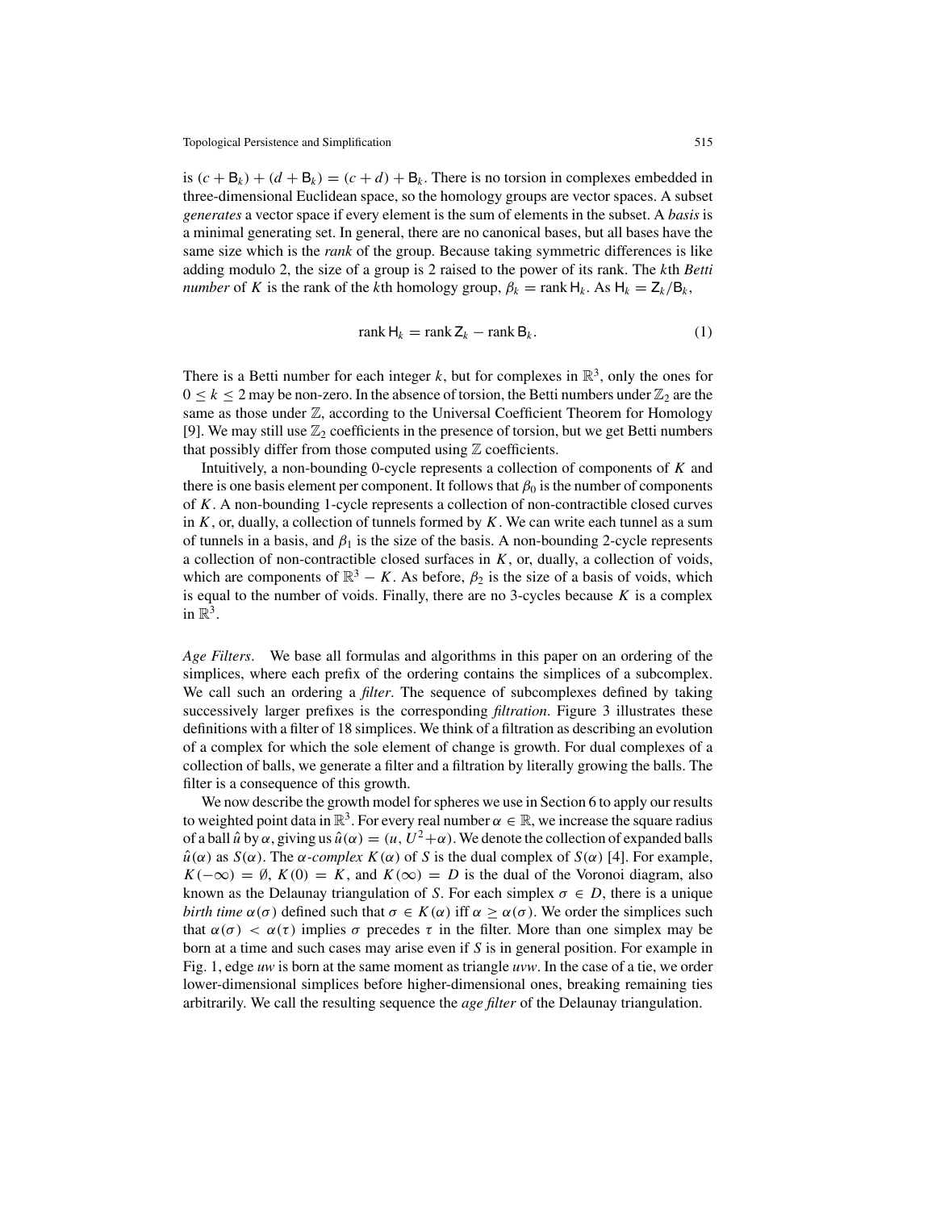is $(c + \mathsf{B}_k) + (d + \mathsf{B}_k) = (c + d) + \mathsf{B}_k$. There is no torsion in complexes embedded in three-dimensional Euclidean space, so the homology groups are vector spaces. A subset *generates* a vector space if every element is the sum of elements in the subset. A *basis* is a minimal generating set. In general, there are no canonical bases, but all bases have the same size which is the *rank* of the group. Because taking symmetric differences is like adding modulo 2, the size of a group is 2 raised to the power of its rank. The $k$th *Betti number* of $K$ is the rank of the $k$th homology group, $\beta_k = \operatorname{rank} \mathsf{H}_k$. As $\mathsf{H}_k = \mathsf{Z}_k/\mathsf{B}_k$,

$$\operatorname{rank} \mathsf{H}_k = \operatorname{rank} \mathsf{Z}_k - \operatorname{rank} \mathsf{B}_k. \tag{1}$$

There is a Betti number for each integer $k$, but for complexes in $\mathbb{R}^3$, only the ones for $0 \leq k \leq 2$ may be non-zero. In the absence of torsion, the Betti numbers under $\mathbb{Z}_2$ are the same as those under $\mathbb{Z}$, according to the Universal Coefficient Theorem for Homology [9]. We may still use $\mathbb{Z}_2$ coefficients in the presence of torsion, but we get Betti numbers that possibly differ from those computed using $\mathbb{Z}$ coefficients.

Intuitively, a non-bounding 0-cycle represents a collection of components of $K$ and there is one basis element per component. It follows that $\beta_0$ is the number of components of $K$. A non-bounding 1-cycle represents a collection of non-contractible closed curves in $K$, or, dually, a collection of tunnels formed by $K$. We can write each tunnel as a sum of tunnels in a basis, and $\beta_1$ is the size of the basis. A non-bounding 2-cycle represents a collection of non-contractible closed surfaces in $K$, or, dually, a collection of voids, which are components of $\mathbb{R}^3 - K$. As before, $\beta_2$ is the size of a basis of voids, which is equal to the number of voids. Finally, there are no 3-cycles because $K$ is a complex in $\mathbb{R}^3$.

*Age Filters*. We base all formulas and algorithms in this paper on an ordering of the simplices, where each prefix of the ordering contains the simplices of a subcomplex. We call such an ordering a *filter*. The sequence of subcomplexes defined by taking successively larger prefixes is the corresponding *filtration*. Figure 3 illustrates these definitions with a filter of 18 simplices. We think of a filtration as describing an evolution of a complex for which the sole element of change is growth. For dual complexes of a collection of balls, we generate a filter and a filtration by literally growing the balls. The filter is a consequence of this growth.

We now describe the growth model for spheres we use in Section 6 to apply our results to weighted point data in $\mathbb{R}^3$. For every real number $\alpha \in \mathbb{R}$, we increase the square radius of a ball $\hat{u}$ by $\alpha$, giving us $\hat{u}(\alpha) = (u, U^2 + \alpha)$. We denote the collection of expanded balls $\hat{u}(\alpha)$ as $S(\alpha)$. The *$\alpha$-complex* $K(\alpha)$ of $S$ is the dual complex of $S(\alpha)$ [4]. For example, $K(-\infty) = \emptyset$, $K(0) = K$, and $K(\infty) = D$ is the dual of the Voronoi diagram, also known as the Delaunay triangulation of $S$. For each simplex $\sigma \in D$, there is a unique *birth time* $\alpha(\sigma)$ defined such that $\sigma \in K(\alpha)$ iff $\alpha \geq \alpha(\sigma)$. We order the simplices such that $\alpha(\sigma) < \alpha(\tau)$ implies $\sigma$ precedes $\tau$ in the filter. More than one simplex may be born at a time and such cases may arise even if $S$ is in general position. For example in Fig. 1, edge $uw$ is born at the same moment as triangle $uvw$. In the case of a tie, we order lower-dimensional simplices before higher-dimensional ones, breaking remaining ties arbitrarily. We call the resulting sequence the *age filter* of the Delaunay triangulation.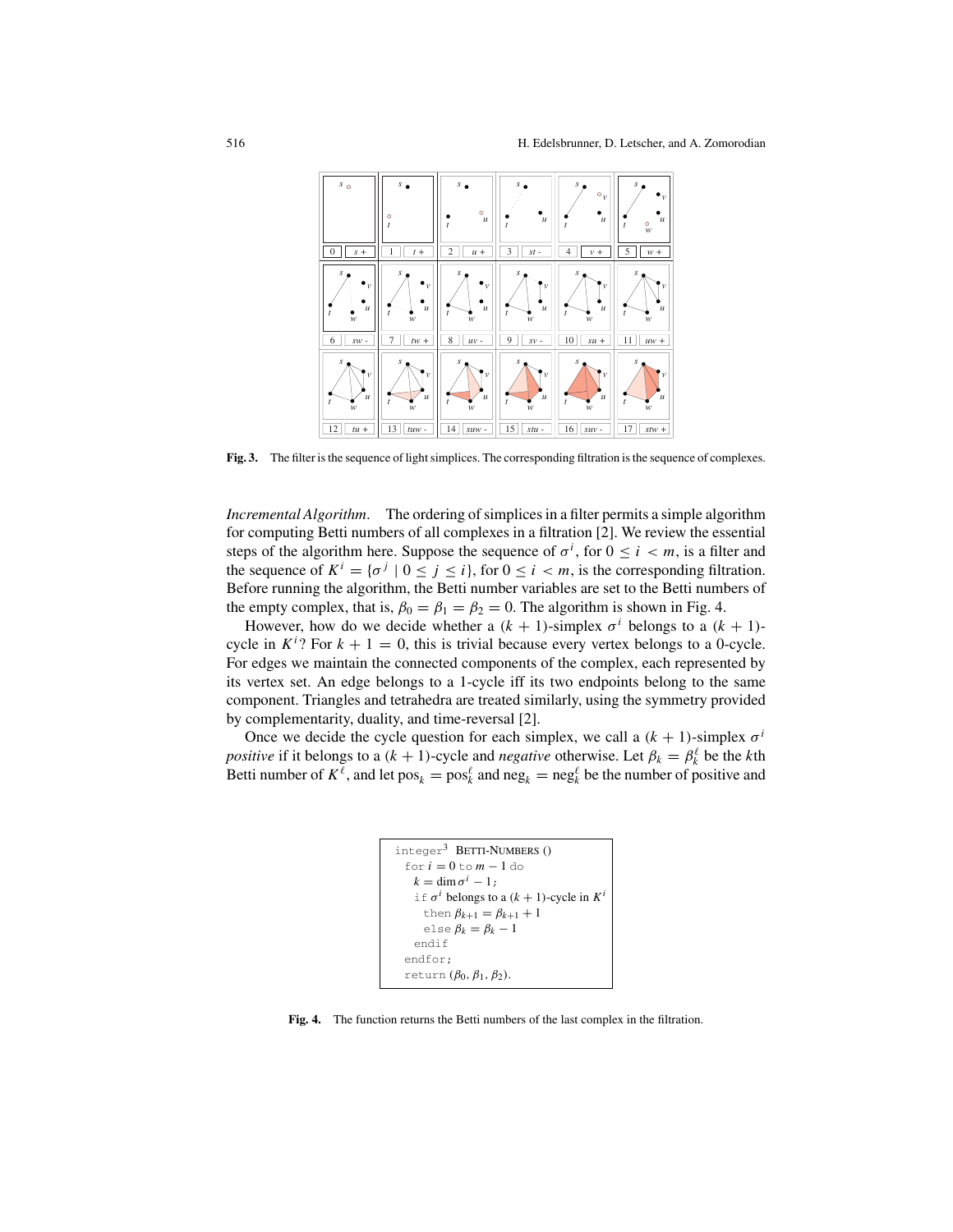0 | s + 
1 | t + 
2 | u + 
3 | st - 
4 | v + 
5 | w + 
6 | sw - 
7 | tw + 
8 | uv - 
9 | sv - 
10 | su + 
11 | uw + 
12 | tu + 
13 | tuw - 
14 | suw - 
15 | stu - 
16 | suv - 
17 | stw +

**Fig. 3.** The filter is the sequence of light simplices. The corresponding filtration is the sequence of complexes.

*Incremental Algorithm.* The ordering of simplices in a filter permits a simple algorithm for computing Betti numbers of all complexes in a filtration [2]. We review the essential steps of the algorithm here. Suppose the sequence of $\sigma^i$, for $0 \le i < m$, is a filter and the sequence of $K^i = \{\sigma^j \mid 0 \le j \le i\}$, for $0 \le i < m$, is the corresponding filtration. Before running the algorithm, the Betti number variables are set to the Betti numbers of the empty complex, that is, $\beta_0 = \beta_1 = \beta_2 = 0$. The algorithm is shown in Fig. 4.

However, how do we decide whether a $(k+1)$-simplex $\sigma^i$ belongs to a $(k+1)$-cycle in $K^i$? For $k+1 = 0$, this is trivial because every vertex belongs to a 0-cycle. For edges we maintain the connected components of the complex, each represented by its vertex set. An edge belongs to a 1-cycle iff its two endpoints belong to the same component. Triangles and tetrahedra are treated similarly, using the symmetry provided by complementarity, duality, and time-reversal [2].

Once we decide the cycle question for each simplex, we call a $(k+1)$-simplex $\sigma^i$ *positive* if it belongs to a $(k+1)$-cycle and *negative* otherwise. Let $\beta_k = \beta_k^\ell$ be the $k$th Betti number of $K^\ell$, and let $\text{pos}_k = \text{pos}_k^\ell$ and $\text{neg}_k = \text{neg}_k^\ell$ be the number of positive and

```
integer³ BETTI-NUMBERS ()
  for i = 0 to m − 1 do
    k = dim σ^i − 1;
    if σ^i belongs to a (k + 1)-cycle in K^i
      then β_{k+1} = β_{k+1} + 1
      else β_k = β_k − 1
    endif
  endfor;
  return (β_0, β_1, β_2).
```

**Fig. 4.** The function returns the Betti numbers of the last complex in the filtration.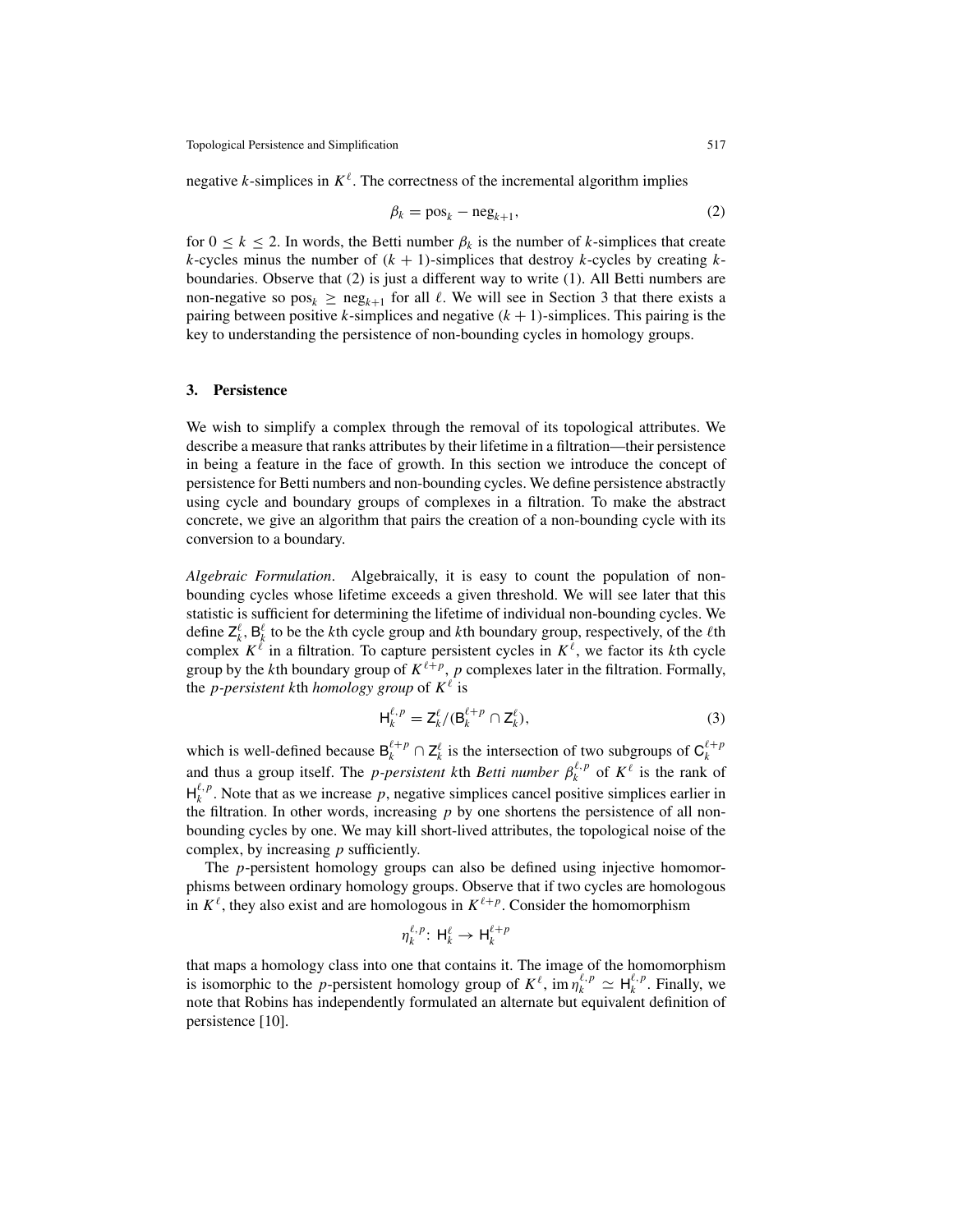negative $k$-simplices in $K^\ell$. The correctness of the incremental algorithm implies

$$\beta_k = \text{pos}_k - \text{neg}_{k+1}, \tag{2}$$

for $0 \le k \le 2$. In words, the Betti number $\beta_k$ is the number of $k$-simplices that create $k$-cycles minus the number of $(k+1)$-simplices that destroy $k$-cycles by creating $k$-boundaries. Observe that (2) is just a different way to write (1). All Betti numbers are non-negative so $\text{pos}_k \ge \text{neg}_{k+1}$ for all $\ell$. We will see in Section 3 that there exists a pairing between positive $k$-simplices and negative $(k+1)$-simplices. This pairing is the key to understanding the persistence of non-bounding cycles in homology groups.

## 3. Persistence

We wish to simplify a complex through the removal of its topological attributes. We describe a measure that ranks attributes by their lifetime in a filtration—their persistence in being a feature in the face of growth. In this section we introduce the concept of persistence for Betti numbers and non-bounding cycles. We define persistence abstractly using cycle and boundary groups of complexes in a filtration. To make the abstract concrete, we give an algorithm that pairs the creation of a non-bounding cycle with its conversion to a boundary.

*Algebraic Formulation*. Algebraically, it is easy to count the population of non-bounding cycles whose lifetime exceeds a given threshold. We will see later that this statistic is sufficient for determining the lifetime of individual non-bounding cycles. We define $\mathsf{Z}_k^\ell$, $\mathsf{B}_k^\ell$ to be the $k$th cycle group and $k$th boundary group, respectively, of the $\ell$th complex $K^\ell$ in a filtration. To capture persistent cycles in $K^\ell$, we factor its $k$th cycle group by the $k$th boundary group of $K^{\ell+p}$, $p$ complexes later in the filtration. Formally, the *p-persistent* $k$th *homology group* of $K^\ell$ is

$$\mathsf{H}_k^{\ell,p} = \mathsf{Z}_k^\ell / (\mathsf{B}_k^{\ell+p} \cap \mathsf{Z}_k^\ell), \tag{3}$$

which is well-defined because $\mathsf{B}_k^{\ell+p} \cap \mathsf{Z}_k^\ell$ is the intersection of two subgroups of $\mathsf{C}_k^{\ell+p}$ and thus a group itself. The *p-persistent* $k$th *Betti number* $\beta_k^{\ell,p}$ of $K^\ell$ is the rank of $\mathsf{H}_k^{\ell,p}$. Note that as we increase $p$, negative simplices cancel positive simplices earlier in the filtration. In other words, increasing $p$ by one shortens the persistence of all non-bounding cycles by one. We may kill short-lived attributes, the topological noise of the complex, by increasing $p$ sufficiently.

The $p$-persistent homology groups can also be defined using injective homomorphisms between ordinary homology groups. Observe that if two cycles are homologous in $K^\ell$, they also exist and are homologous in $K^{\ell+p}$. Consider the homomorphism

$$\eta_k^{\ell,p} \colon \mathsf{H}_k^\ell \to \mathsf{H}_k^{\ell+p}$$

that maps a homology class into one that contains it. The image of the homomorphism is isomorphic to the $p$-persistent homology group of $K^\ell$, $\operatorname{im} \eta_k^{\ell,p} \simeq \mathsf{H}_k^{\ell,p}$. Finally, we note that Robins has independently formulated an alternate but equivalent definition of persistence [10].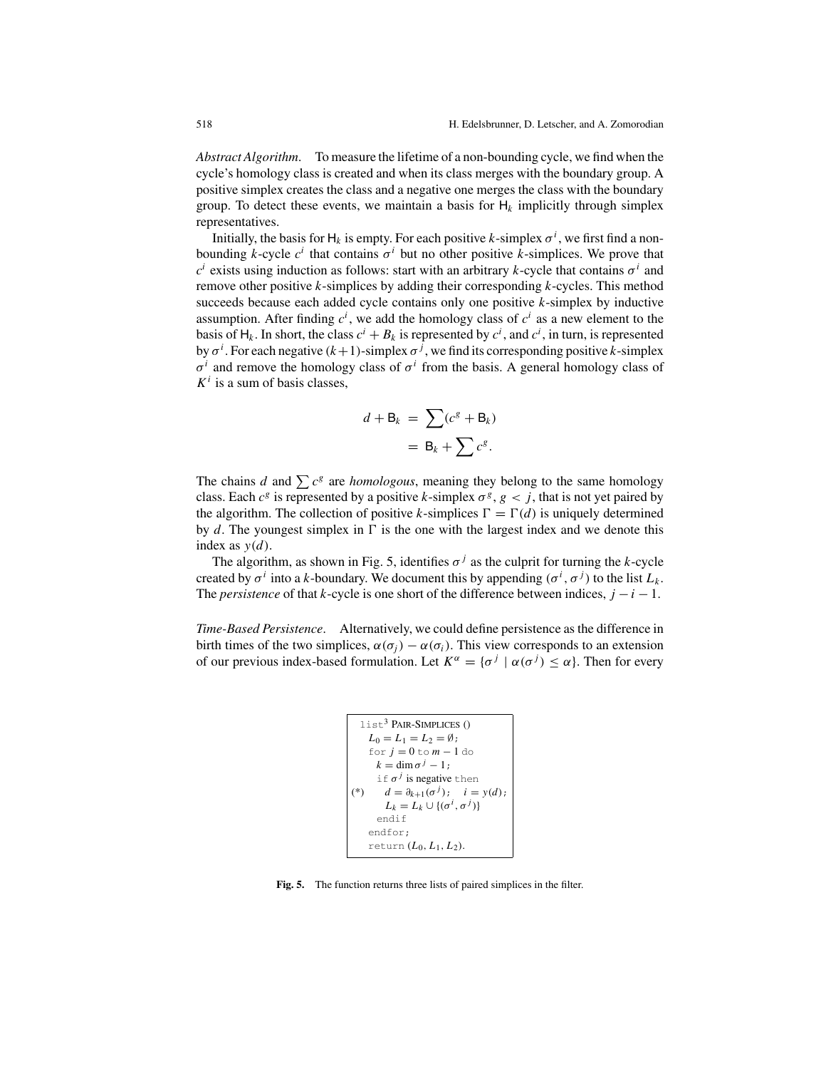*Abstract Algorithm*. To measure the lifetime of a non-bounding cycle, we find when the cycle's homology class is created and when its class merges with the boundary group. A positive simplex creates the class and a negative one merges the class with the boundary group. To detect these events, we maintain a basis for $\mathsf{H}_k$ implicitly through simplex representatives.

Initially, the basis for $\mathsf{H}_k$ is empty. For each positive $k$-simplex $\sigma^i$, we first find a non-bounding $k$-cycle $c^i$ that contains $\sigma^i$ but no other positive $k$-simplices. We prove that $c^i$ exists using induction as follows: start with an arbitrary $k$-cycle that contains $\sigma^i$ and remove other positive $k$-simplices by adding their corresponding $k$-cycles. This method succeeds because each added cycle contains only one positive $k$-simplex by inductive assumption. After finding $c^i$, we add the homology class of $c^i$ as a new element to the basis of $\mathsf{H}_k$. In short, the class $c^i + B_k$ is represented by $c^i$, and $c^i$, in turn, is represented by $\sigma^i$. For each negative $(k+1)$-simplex $\sigma^j$, we find its corresponding positive $k$-simplex $\sigma^i$ and remove the homology class of $\sigma^i$ from the basis. A general homology class of $K^i$ is a sum of basis classes,

$$
\begin{aligned}
d + \mathsf{B}_k &= \sum (c^g + \mathsf{B}_k) \\
&= \mathsf{B}_k + \sum c^g.
\end{aligned}
$$

The chains $d$ and $\sum c^g$ are *homologous*, meaning they belong to the same homology class. Each $c^g$ is represented by a positive $k$-simplex $\sigma^g$, $g < j$, that is not yet paired by the algorithm. The collection of positive $k$-simplices $\Gamma = \Gamma(d)$ is uniquely determined by $d$. The youngest simplex in $\Gamma$ is the one with the largest index and we denote this index as $y(d)$.

The algorithm, as shown in Fig. 5, identifies $\sigma^j$ as the culprit for turning the $k$-cycle created by $\sigma^i$ into a $k$-boundary. We document this by appending $(\sigma^i, \sigma^j)$ to the list $L_k$. The *persistence* of that $k$-cycle is one short of the difference between indices, $j - i - 1$.

*Time-Based Persistence*. Alternatively, we could define persistence as the difference in birth times of the two simplices, $\alpha(\sigma_j) - \alpha(\sigma_i)$. This view corresponds to an extension of our previous index-based formulation. Let $K^\alpha = \{\sigma^j \mid \alpha(\sigma^j) \leq \alpha\}$. Then for every

```
    list³ PAIR-SIMPLICES ()
      L₀ = L₁ = L₂ = ∅;
      for j = 0 to m − 1 do
        k = dim σ^j − 1;
        if σ^j is negative then
(*)       d = ∂_{k+1}(σ^j);   i = y(d);
          L_k = L_k ∪ {(σ^i, σ^j)}
        endif
      endfor;
      return (L₀, L₁, L₂).
```

**Fig. 5.** The function returns three lists of paired simplices in the filter.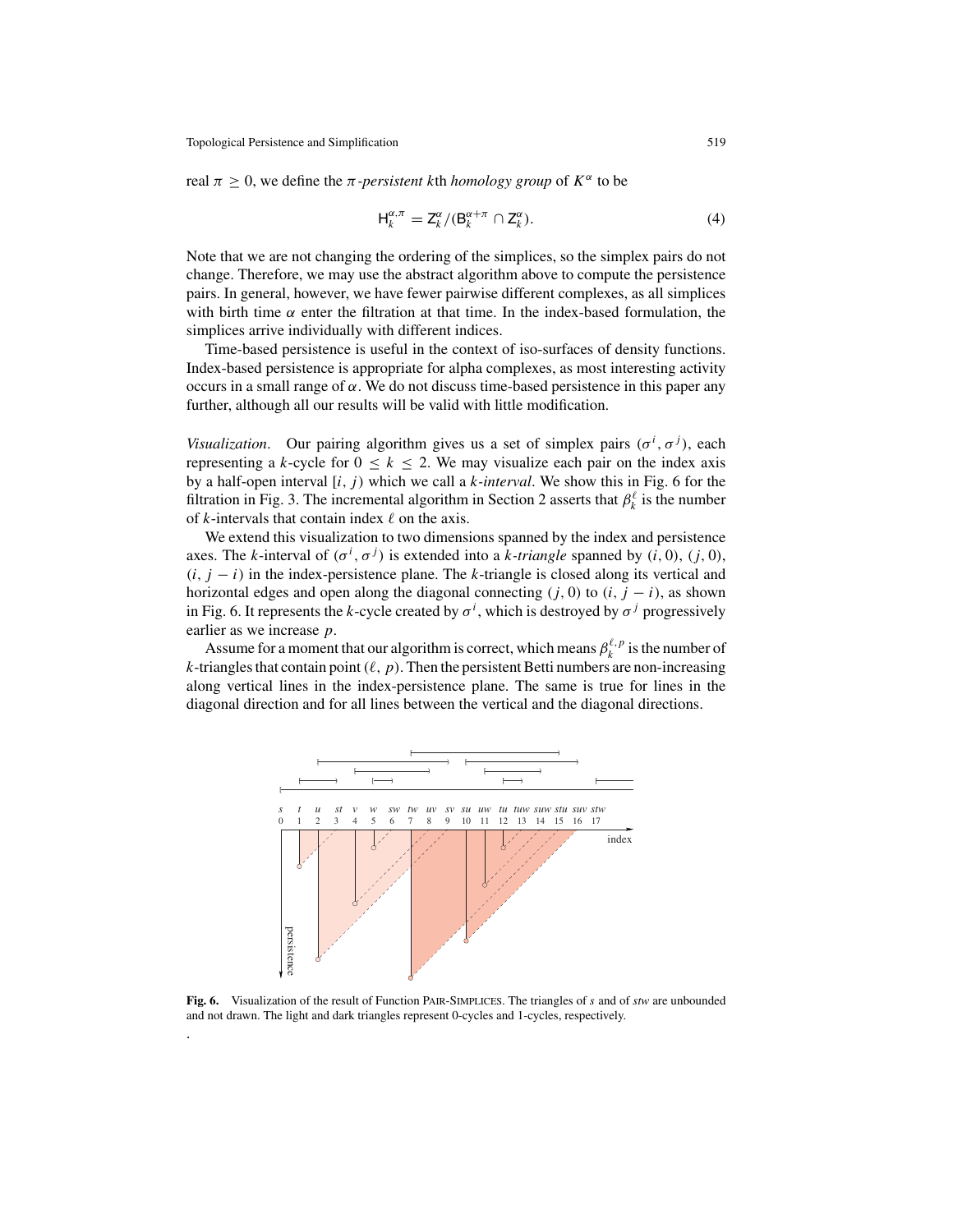real $\pi \geq 0$, we define the $\pi$*-persistent* $k$th *homology group* of $K^\alpha$ to be

$$\mathsf{H}_k^{\alpha,\pi} = \mathsf{Z}_k^\alpha / (\mathsf{B}_k^{\alpha+\pi} \cap \mathsf{Z}_k^\alpha). \tag{4}$$

Note that we are not changing the ordering of the simplices, so the simplex pairs do not change. Therefore, we may use the abstract algorithm above to compute the persistence pairs. In general, however, we have fewer pairwise different complexes, as all simplices with birth time $\alpha$ enter the filtration at that time. In the index-based formulation, the simplices arrive individually with different indices.

Time-based persistence is useful in the context of iso-surfaces of density functions. Index-based persistence is appropriate for alpha complexes, as most interesting activity occurs in a small range of $\alpha$. We do not discuss time-based persistence in this paper any further, although all our results will be valid with little modification.

*Visualization.* Our pairing algorithm gives us a set of simplex pairs $(\sigma^i, \sigma^j)$, each representing a $k$-cycle for $0 \leq k \leq 2$. We may visualize each pair on the index axis by a half-open interval $[i, j)$ which we call a $k$*-interval*. We show this in Fig. 6 for the filtration in Fig. 3. The incremental algorithm in Section 2 asserts that $\beta_k^\ell$ is the number of $k$-intervals that contain index $\ell$ on the axis.

We extend this visualization to two dimensions spanned by the index and persistence axes. The $k$-interval of $(\sigma^i, \sigma^j)$ is extended into a $k$*-triangle* spanned by $(i, 0)$, $(j, 0)$, $(i, j - i)$ in the index-persistence plane. The $k$-triangle is closed along its vertical and horizontal edges and open along the diagonal connecting $(j, 0)$ to $(i, j - i)$, as shown in Fig. 6. It represents the $k$-cycle created by $\sigma^i$, which is destroyed by $\sigma^j$ progressively earlier as we increase $p$.

Assume for a moment that our algorithm is correct, which means $\beta_k^{\ell,p}$ is the number of $k$-triangles that contain point $(\ell, p)$. Then the persistent Betti numbers are non-increasing along vertical lines in the index-persistence plane. The same is true for lines in the diagonal direction and for all lines between the vertical and the diagonal directions.

s t u st v w sw tw uv sv su uw tu tuw suw stu suv stw
0 1 2 3 4 5 6 7 8 9 10 11 12 13 14 15 16 17
index
persistence

**Fig. 6.** Visualization of the result of Function Pair-Simplices. The triangles of $s$ and of $stw$ are unbounded and not drawn. The light and dark triangles represent 0-cycles and 1-cycles, respectively.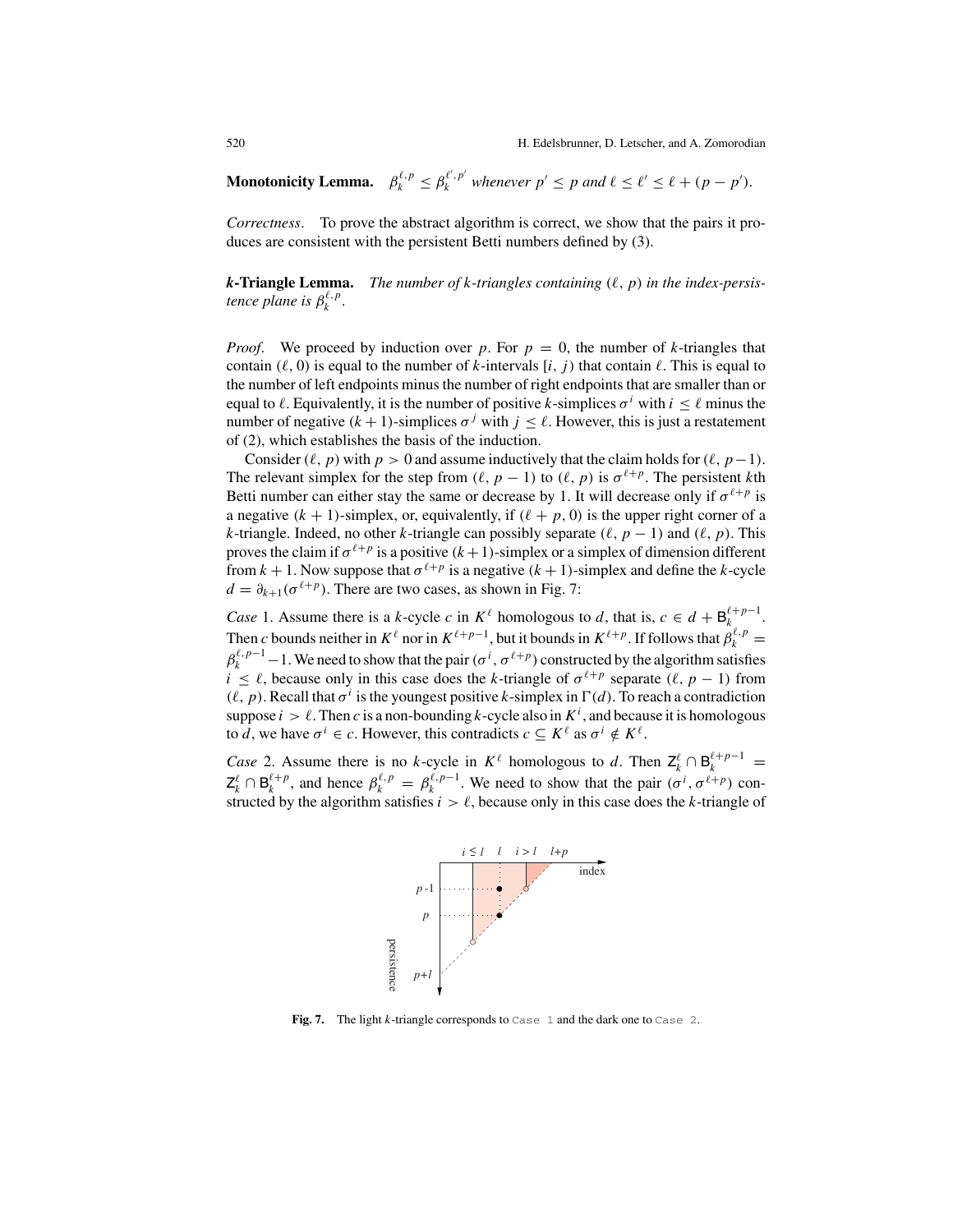**Monotonicity Lemma.** $\beta_k^{\ell,p} \leq \beta_k^{\ell',p'}$ *whenever* $p' \leq p$ *and* $\ell \leq \ell' \leq \ell + (p - p')$.

*Correctness*. To prove the abstract algorithm is correct, we show that the pairs it produces are consistent with the persistent Betti numbers defined by (3).

***k*-Triangle Lemma.** *The number of k-triangles containing* $(\ell, p)$ *in the index-persistence plane is* $\beta_k^{\ell,p}$.

*Proof*. We proceed by induction over $p$. For $p = 0$, the number of $k$-triangles that contain $(\ell, 0)$ is equal to the number of $k$-intervals $[i, j)$ that contain $\ell$. This is equal to the number of left endpoints minus the number of right endpoints that are smaller than or equal to $\ell$. Equivalently, it is the number of positive $k$-simplices $\sigma^i$ with $i \leq \ell$ minus the number of negative $(k+1)$-simplices $\sigma^j$ with $j \leq \ell$. However, this is just a restatement of (2), which establishes the basis of the induction.

Consider $(\ell, p)$ with $p > 0$ and assume inductively that the claim holds for $(\ell, p-1)$. The relevant simplex for the step from $(\ell, p-1)$ to $(\ell, p)$ is $\sigma^{\ell+p}$. The persistent $k$th Betti number can either stay the same or decrease by 1. It will decrease only if $\sigma^{\ell+p}$ is a negative $(k+1)$-simplex, or, equivalently, if $(\ell+p, 0)$ is the upper right corner of a $k$-triangle. Indeed, no other $k$-triangle can possibly separate $(\ell, p-1)$ and $(\ell, p)$. This proves the claim if $\sigma^{\ell+p}$ is a positive $(k+1)$-simplex or a simplex of dimension different from $k+1$. Now suppose that $\sigma^{\ell+p}$ is a negative $(k+1)$-simplex and define the $k$-cycle $d = \partial_{k+1}(\sigma^{\ell+p})$. There are two cases, as shown in Fig. 7:

*Case* 1. Assume there is a $k$-cycle $c$ in $K^\ell$ homologous to $d$, that is, $c \in d + \mathsf{B}_k^{\ell+p-1}$. Then $c$ bounds neither in $K^\ell$ nor in $K^{\ell+p-1}$, but it bounds in $K^{\ell+p}$. If follows that $\beta_k^{\ell,p} = \beta_k^{\ell,p-1} - 1$. We need to show that the pair $(\sigma^i, \sigma^{\ell+p})$ constructed by the algorithm satisfies $i \leq \ell$, because only in this case does the $k$-triangle of $\sigma^{\ell+p}$ separate $(\ell, p-1)$ from $(\ell, p)$. Recall that $\sigma^i$ is the youngest positive $k$-simplex in $\Gamma(d)$. To reach a contradiction suppose $i > \ell$. Then $c$ is a non-bounding $k$-cycle also in $K^i$, and because it is homologous to $d$, we have $\sigma^i \in c$. However, this contradicts $c \subseteq K^\ell$ as $\sigma^i \notin K^\ell$.

*Case* 2. Assume there is no $k$-cycle in $K^\ell$ homologous to $d$. Then $\mathsf{Z}_k^\ell \cap \mathsf{B}_k^{\ell+p-1} = \mathsf{Z}_k^\ell \cap \mathsf{B}_k^{\ell+p}$, and hence $\beta_k^{\ell,p} = \beta_k^{\ell,p-1}$. We need to show that the pair $(\sigma^i, \sigma^{\ell+p})$ constructed by the algorithm satisfies $i > \ell$, because only in this case does the $k$-triangle of

i ≤ l   l   i > l   l+p

index

p-1

p

persistence

p+l

**Fig. 7.** The light $k$-triangle corresponds to `Case 1` and the dark one to `Case 2`.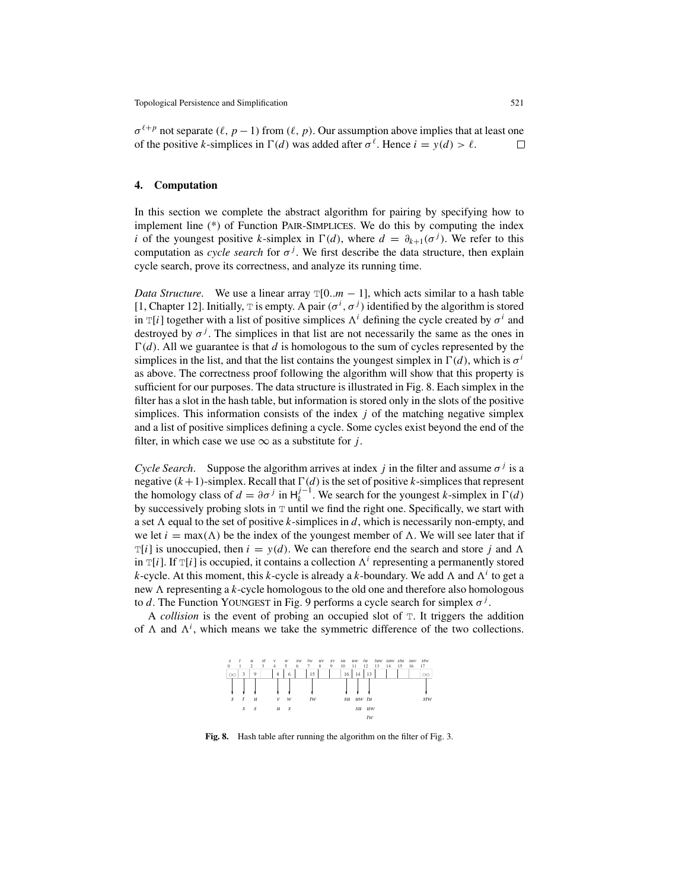$\sigma^{\ell+p}$ not separate $(\ell, p-1)$ from $(\ell, p)$. Our assumption above implies that at least one of the positive $k$-simplices in $\Gamma(d)$ was added after $\sigma^\ell$. Hence $i = y(d) > \ell$. □

## 4. Computation

In this section we complete the abstract algorithm for pairing by specifying how to implement line (*) of Function PAIR-SIMPLICES. We do this by computing the index $i$ of the youngest positive $k$-simplex in $\Gamma(d)$, where $d = \partial_{k+1}(\sigma^j)$. We refer to this computation as *cycle search* for $\sigma^j$. We first describe the data structure, then explain cycle search, prove its correctness, and analyze its running time.

*Data Structure*. We use a linear array $\mathtt{T}[0..m-1]$, which acts similar to a hash table [1, Chapter 12]. Initially, $\mathtt{T}$ is empty. A pair $(\sigma^i, \sigma^j)$ identified by the algorithm is stored in $\mathtt{T}[i]$ together with a list of positive simplices $\Lambda^i$ defining the cycle created by $\sigma^i$ and destroyed by $\sigma^j$. The simplices in that list are not necessarily the same as the ones in $\Gamma(d)$. All we guarantee is that $d$ is homologous to the sum of cycles represented by the simplices in the list, and that the list contains the youngest simplex in $\Gamma(d)$, which is $\sigma^i$ as above. The correctness proof following the algorithm will show that this property is sufficient for our purposes. The data structure is illustrated in Fig. 8. Each simplex in the filter has a slot in the hash table, but information is stored only in the slots of the positive simplices. This information consists of the index $j$ of the matching negative simplex and a list of positive simplices defining a cycle. Some cycles exist beyond the end of the filter, in which case we use $\infty$ as a substitute for $j$.

*Cycle Search*. Suppose the algorithm arrives at index $j$ in the filter and assume $\sigma^j$ is a negative $(k+1)$-simplex. Recall that $\Gamma(d)$ is the set of positive $k$-simplices that represent the homology class of $d = \partial\sigma^j$ in $\mathsf{H}_k^{j-1}$. We search for the youngest $k$-simplex in $\Gamma(d)$ by successively probing slots in $\mathtt{T}$ until we find the right one. Specifically, we start with a set $\Lambda$ equal to the set of positive $k$-simplices in $d$, which is necessarily non-empty, and we let $i = \max(\Lambda)$ be the index of the youngest member of $\Lambda$. We will see later that if $\mathtt{T}[i]$ is unoccupied, then $i = y(d)$. We can therefore end the search and store $j$ and $\Lambda$ in $\mathtt{T}[i]$. If $\mathtt{T}[i]$ is occupied, it contains a collection $\Lambda^i$ representing a permanently stored $k$-cycle. At this moment, this $k$-cycle is already a $k$-boundary. We add $\Lambda$ and $\Lambda^i$ to get a new $\Lambda$ representing a $k$-cycle homologous to the old one and therefore also homologous to $d$. The Function YOUNGEST in Fig. 9 performs a cycle search for simplex $\sigma^j$.

A *collision* is the event of probing an occupied slot of $\mathtt{T}$. It triggers the addition of $\Lambda$ and $\Lambda^i$, which means we take the symmetric difference of the two collections.

s t u st v w sw tw uv sv su uw tu tuw suw stu suv stw
0 1 2 3 4 5 6 7 8 9 10 11 12 13 14 15 16 17
∞ 3 9 8 6 15 16 14 13 ∞
s t u v w tw su uw tu stw
s s u s su uw
tw

**Fig. 8.** Hash table after running the algorithm on the filter of Fig. 3.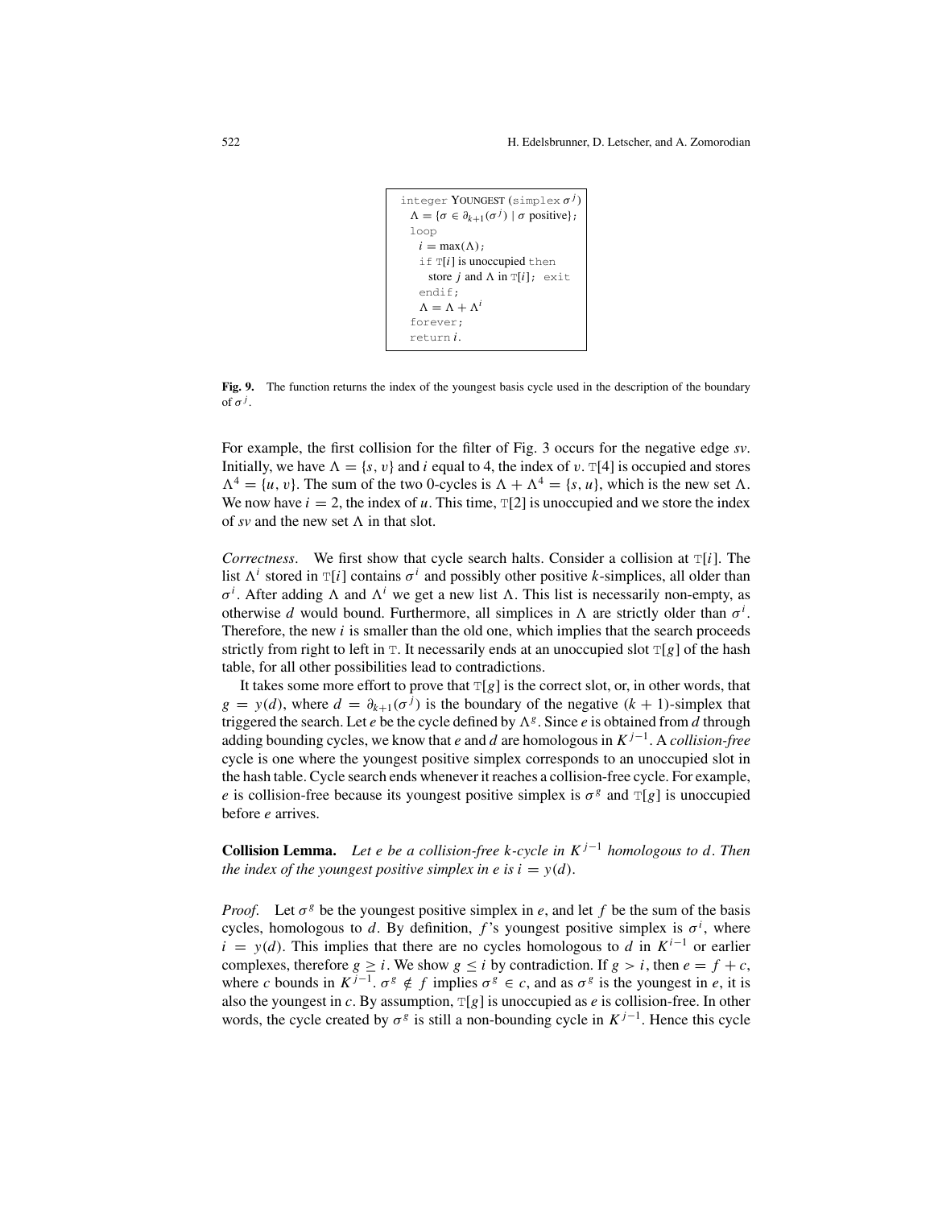```
integer YOUNGEST (simplex σ^j)
  Λ = {σ ∈ ∂_{k+1}(σ^j) | σ positive};
  loop
    i = max(Λ);
    if T[i] is unoccupied then
      store j and Λ in T[i]; exit
    endif;
    Λ = Λ + Λ^i
  forever;
  return i.
```

**Fig. 9.** The function returns the index of the youngest basis cycle used in the description of the boundary of $\sigma^j$.

For example, the first collision for the filter of Fig. 3 occurs for the negative edge *sv*. Initially, we have $\Lambda = \{s, v\}$ and $i$ equal to 4, the index of $v$. T[4] is occupied and stores $\Lambda^4 = \{u, v\}$. The sum of the two 0-cycles is $\Lambda + \Lambda^4 = \{s, u\}$, which is the new set $\Lambda$. We now have $i = 2$, the index of $u$. This time, T[2] is unoccupied and we store the index of *sv* and the new set $\Lambda$ in that slot.

*Correctness*. We first show that cycle search halts. Consider a collision at T[$i$]. The list $\Lambda^i$ stored in T[$i$] contains $\sigma^i$ and possibly other positive $k$-simplices, all older than $\sigma^i$. After adding $\Lambda$ and $\Lambda^i$ we get a new list $\Lambda$. This list is necessarily non-empty, as otherwise $d$ would bound. Furthermore, all simplices in $\Lambda$ are strictly older than $\sigma^i$. Therefore, the new $i$ is smaller than the old one, which implies that the search proceeds strictly from right to left in T. It necessarily ends at an unoccupied slot T[$g$] of the hash table, for all other possibilities lead to contradictions.

It takes some more effort to prove that T[$g$] is the correct slot, or, in other words, that $g = y(d)$, where $d = \partial_{k+1}(\sigma^j)$ is the boundary of the negative $(k+1)$-simplex that triggered the search. Let $e$ be the cycle defined by $\Lambda^g$. Since $e$ is obtained from $d$ through adding bounding cycles, we know that $e$ and $d$ are homologous in $K^{j-1}$. A *collision-free* cycle is one where the youngest positive simplex corresponds to an unoccupied slot in the hash table. Cycle search ends whenever it reaches a collision-free cycle. For example, $e$ is collision-free because its youngest positive simplex is $\sigma^g$ and T[$g$] is unoccupied before $e$ arrives.

**Collision Lemma.** *Let $e$ be a collision-free $k$-cycle in $K^{j-1}$ homologous to $d$. Then the index of the youngest positive simplex in $e$ is $i = y(d)$.*

*Proof*. Let $\sigma^g$ be the youngest positive simplex in $e$, and let $f$ be the sum of the basis cycles, homologous to $d$. By definition, $f$'s youngest positive simplex is $\sigma^i$, where $i = y(d)$. This implies that there are no cycles homologous to $d$ in $K^{i-1}$ or earlier complexes, therefore $g \geq i$. We show $g \leq i$ by contradiction. If $g > i$, then $e = f + c$, where $c$ bounds in $K^{j-1}$. $\sigma^g \notin f$ implies $\sigma^g \in c$, and as $\sigma^g$ is the youngest in $e$, it is also the youngest in $c$. By assumption, T[$g$] is unoccupied as $e$ is collision-free. In other words, the cycle created by $\sigma^g$ is still a non-bounding cycle in $K^{j-1}$. Hence this cycle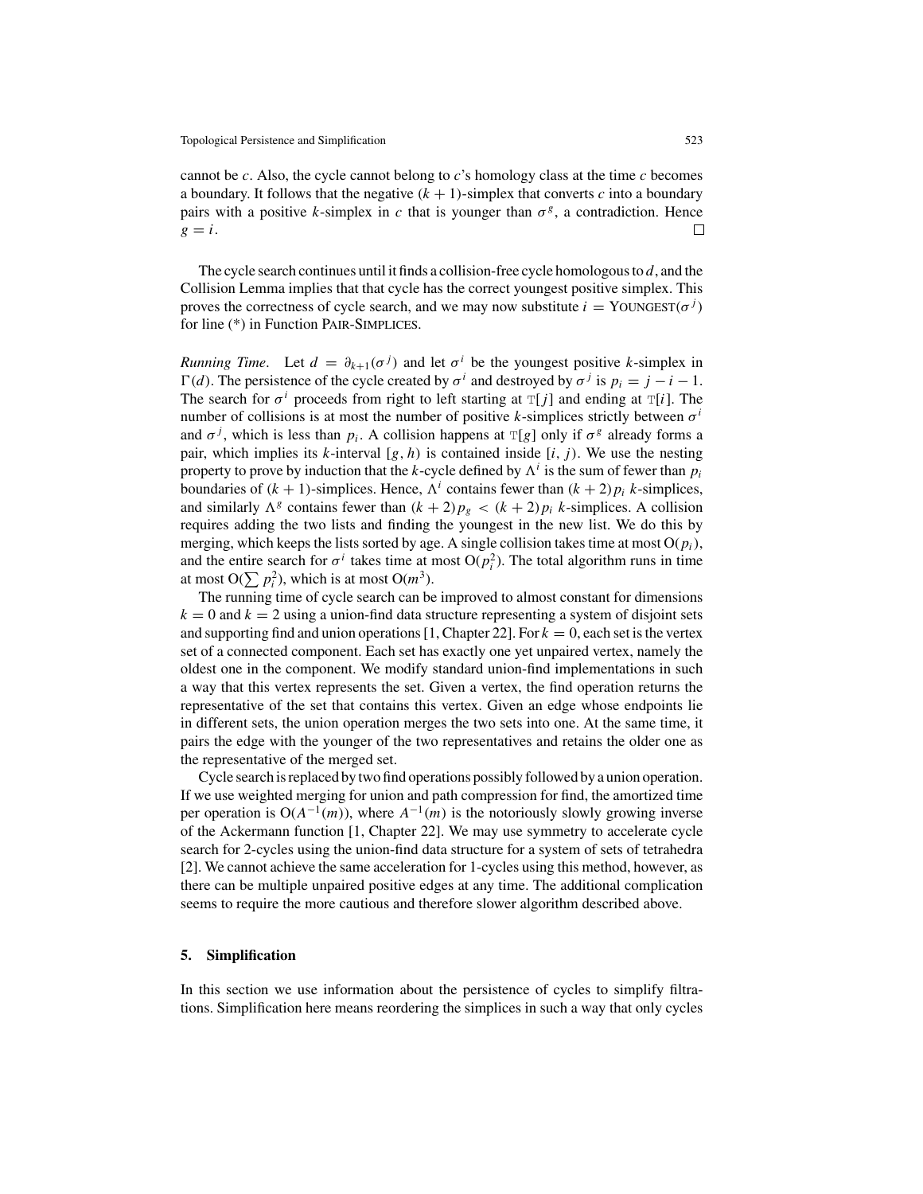cannot be $c$. Also, the cycle cannot belong to $c$'s homology class at the time $c$ becomes a boundary. It follows that the negative $(k+1)$-simplex that converts $c$ into a boundary pairs with a positive $k$-simplex in $c$ that is younger than $\sigma^g$, a contradiction. Hence $g = i$. □

The cycle search continues until it finds a collision-free cycle homologous to $d$, and the Collision Lemma implies that that cycle has the correct youngest positive simplex. This proves the correctness of cycle search, and we may now substitute $i = \text{YOUNGEST}(\sigma^j)$ for line (*) in Function PAIR-SIMPLICES.

*Running Time.* Let $d = \partial_{k+1}(\sigma^j)$ and let $\sigma^i$ be the youngest positive $k$-simplex in $\Gamma(d)$. The persistence of the cycle created by $\sigma^i$ and destroyed by $\sigma^j$ is $p_i = j - i - 1$. The search for $\sigma^i$ proceeds from right to left starting at $\mathtt{T}[j]$ and ending at $\mathtt{T}[i]$. The number of collisions is at most the number of positive $k$-simplices strictly between $\sigma^i$ and $\sigma^j$, which is less than $p_i$. A collision happens at $\mathtt{T}[g]$ only if $\sigma^g$ already forms a pair, which implies its $k$-interval $[g, h)$ is contained inside $[i, j)$. We use the nesting property to prove by induction that the $k$-cycle defined by $\Lambda^i$ is the sum of fewer than $p_i$ boundaries of $(k+1)$-simplices. Hence, $\Lambda^i$ contains fewer than $(k+2)p_i$ $k$-simplices, and similarly $\Lambda^g$ contains fewer than $(k+2)p_g < (k+2)p_i$ $k$-simplices. A collision requires adding the two lists and finding the youngest in the new list. We do this by merging, which keeps the lists sorted by age. A single collision takes time at most $O(p_i)$, and the entire search for $\sigma^i$ takes time at most $O(p_i^2)$. The total algorithm runs in time at most $O(\sum p_i^2)$, which is at most $O(m^3)$.

The running time of cycle search can be improved to almost constant for dimensions $k = 0$ and $k = 2$ using a union-find data structure representing a system of disjoint sets and supporting find and union operations [1, Chapter 22]. For $k = 0$, each set is the vertex set of a connected component. Each set has exactly one yet unpaired vertex, namely the oldest one in the component. We modify standard union-find implementations in such a way that this vertex represents the set. Given a vertex, the find operation returns the representative of the set that contains this vertex. Given an edge whose endpoints lie in different sets, the union operation merges the two sets into one. At the same time, it pairs the edge with the younger of the two representatives and retains the older one as the representative of the merged set.

Cycle search is replaced by two find operations possibly followed by a union operation. If we use weighted merging for union and path compression for find, the amortized time per operation is $O(A^{-1}(m))$, where $A^{-1}(m)$ is the notoriously slowly growing inverse of the Ackermann function [1, Chapter 22]. We may use symmetry to accelerate cycle search for 2-cycles using the union-find data structure for a system of sets of tetrahedra [2]. We cannot achieve the same acceleration for 1-cycles using this method, however, as there can be multiple unpaired positive edges at any time. The additional complication seems to require the more cautious and therefore slower algorithm described above.

## 5. Simplification

In this section we use information about the persistence of cycles to simplify filtrations. Simplification here means reordering the simplices in such a way that only cycles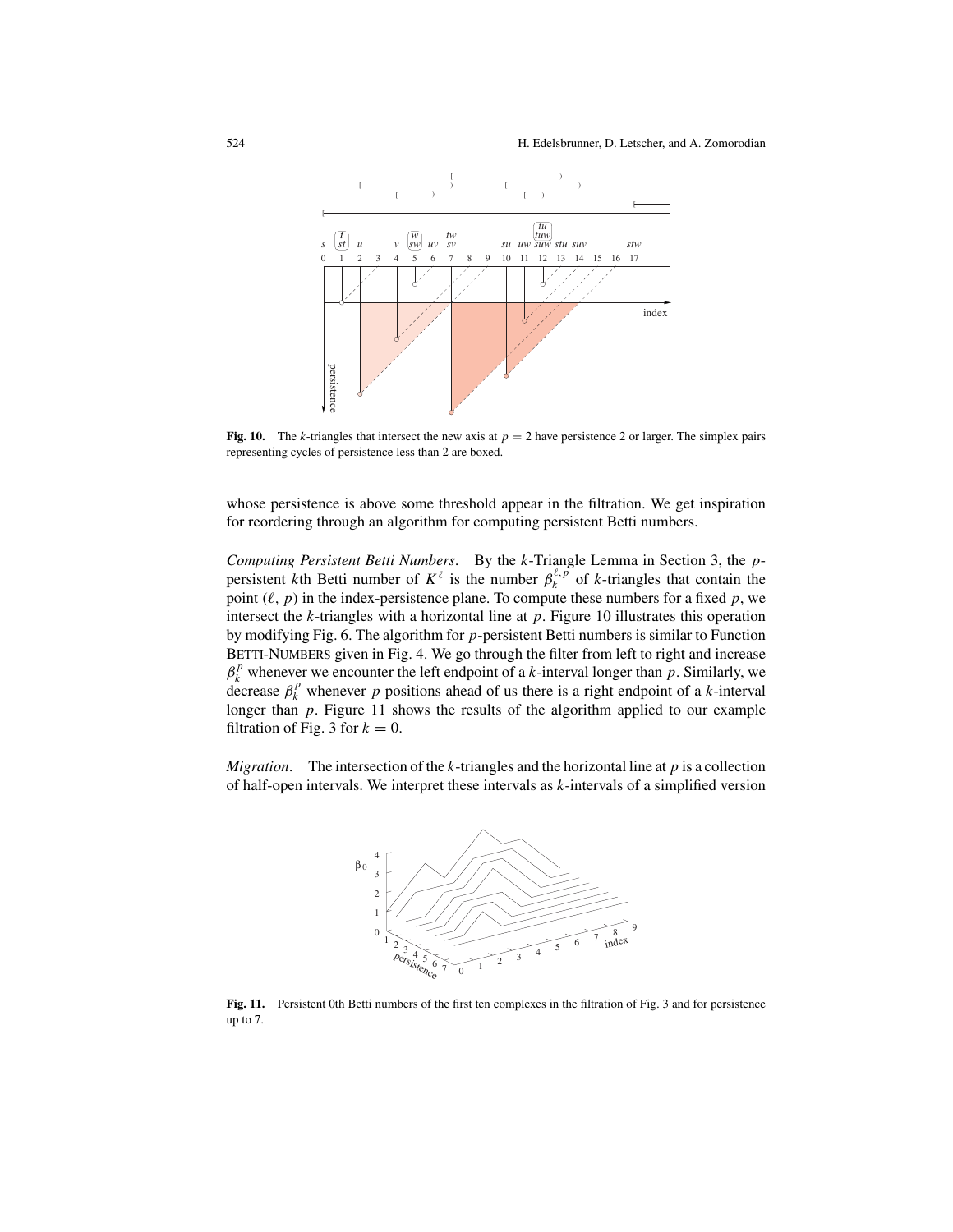s t st u v w sw uv tw sv su uw tu tuw suw stu suv stw

0 1 2 3 4 5 6 7 8 9 10 11 12 13 14 15 16 17

index

persistence

**Fig. 10.** The $k$-triangles that intersect the new axis at $p = 2$ have persistence 2 or larger. The simplex pairs representing cycles of persistence less than 2 are boxed.

whose persistence is above some threshold appear in the filtration. We get inspiration for reordering through an algorithm for computing persistent Betti numbers.

*Computing Persistent Betti Numbers.* By the $k$-Triangle Lemma in Section 3, the $p$-persistent $k$th Betti number of $K^\ell$ is the number $\beta_k^{\ell,p}$ of $k$-triangles that contain the point $(\ell, p)$ in the index-persistence plane. To compute these numbers for a fixed $p$, we intersect the $k$-triangles with a horizontal line at $p$. Figure 10 illustrates this operation by modifying Fig. 6. The algorithm for $p$-persistent Betti numbers is similar to Function BETTI-NUMBERS given in Fig. 4. We go through the filter from left to right and increase $\beta_k^p$ whenever we encounter the left endpoint of a $k$-interval longer than $p$. Similarly, we decrease $\beta_k^p$ whenever $p$ positions ahead of us there is a right endpoint of a $k$-interval longer than $p$. Figure 11 shows the results of the algorithm applied to our example filtration of Fig. 3 for $k = 0$.

*Migration.* The intersection of the $k$-triangles and the horizontal line at $p$ is a collection of half-open intervals. We interpret these intervals as $k$-intervals of a simplified version

$\beta_0$

0 1 2 3 4

persistence 1 2 3 4 5 6 7

index 0 1 2 3 4 5 6 7 8 9

**Fig. 11.** Persistent 0th Betti numbers of the first ten complexes in the filtration of Fig. 3 and for persistence up to 7.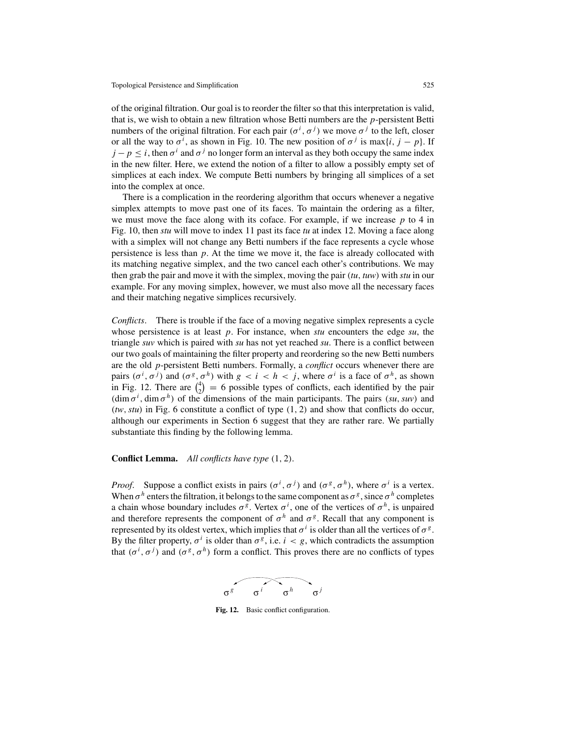of the original filtration. Our goal is to reorder the filter so that this interpretation is valid, that is, we wish to obtain a new filtration whose Betti numbers are the $p$-persistent Betti numbers of the original filtration. For each pair $(\sigma^i, \sigma^j)$ we move $\sigma^j$ to the left, closer or all the way to $\sigma^i$, as shown in Fig. 10. The new position of $\sigma^j$ is $\max\{i, j - p\}$. If $j - p \le i$, then $\sigma^i$ and $\sigma^j$ no longer form an interval as they both occupy the same index in the new filter. Here, we extend the notion of a filter to allow a possibly empty set of simplices at each index. We compute Betti numbers by bringing all simplices of a set into the complex at once.

There is a complication in the reordering algorithm that occurs whenever a negative simplex attempts to move past one of its faces. To maintain the ordering as a filter, we must move the face along with its coface. For example, if we increase $p$ to 4 in Fig. 10, then *stu* will move to index 11 past its face *tu* at index 12. Moving a face along with a simplex will not change any Betti numbers if the face represents a cycle whose persistence is less than $p$. At the time we move it, the face is already collocated with its matching negative simplex, and the two cancel each other's contributions. We may then grab the pair and move it with the simplex, moving the pair (*tu*, *tuw*) with *stu* in our example. For any moving simplex, however, we must also move all the necessary faces and their matching negative simplices recursively.

*Conflicts*. There is trouble if the face of a moving negative simplex represents a cycle whose persistence is at least $p$. For instance, when *stu* encounters the edge *su*, the triangle *suv* which is paired with *su* has not yet reached *su*. There is a conflict between our two goals of maintaining the filter property and reordering so the new Betti numbers are the old $p$-persistent Betti numbers. Formally, a *conflict* occurs whenever there are pairs $(\sigma^i, \sigma^j)$ and $(\sigma^g, \sigma^h)$ with $g < i < h < j$, where $\sigma^i$ is a face of $\sigma^h$, as shown in Fig. 12. There are $\binom{4}{2} = 6$ possible types of conflicts, each identified by the pair $(\dim \sigma^i, \dim \sigma^h)$ of the dimensions of the main participants. The pairs (*su*, *suv*) and (*tw*, *stu*) in Fig. 6 constitute a conflict of type (1, 2) and show that conflicts do occur, although our experiments in Section 6 suggest that they are rather rare. We partially substantiate this finding by the following lemma.

**Conflict Lemma.** *All conflicts have type* (1, 2).

*Proof.* Suppose a conflict exists in pairs $(\sigma^i, \sigma^j)$ and $(\sigma^g, \sigma^h)$, where $\sigma^i$ is a vertex. When $\sigma^h$ enters the filtration, it belongs to the same component as $\sigma^g$, since $\sigma^h$ completes a chain whose boundary includes $\sigma^g$. Vertex $\sigma^i$, one of the vertices of $\sigma^h$, is unpaired and therefore represents the component of $\sigma^h$ and $\sigma^g$. Recall that any component is represented by its oldest vertex, which implies that $\sigma^i$ is older than all the vertices of $\sigma^g$. By the filter property, $\sigma^i$ is older than $\sigma^g$, i.e. $i < g$, which contradicts the assumption that $(\sigma^i, \sigma^j)$ and $(\sigma^g, \sigma^h)$ form a conflict. This proves there are no conflicts of types

$\sigma^g$ $\sigma^i$ $\sigma^h$ $\sigma^j$

**Fig. 12.** Basic conflict configuration.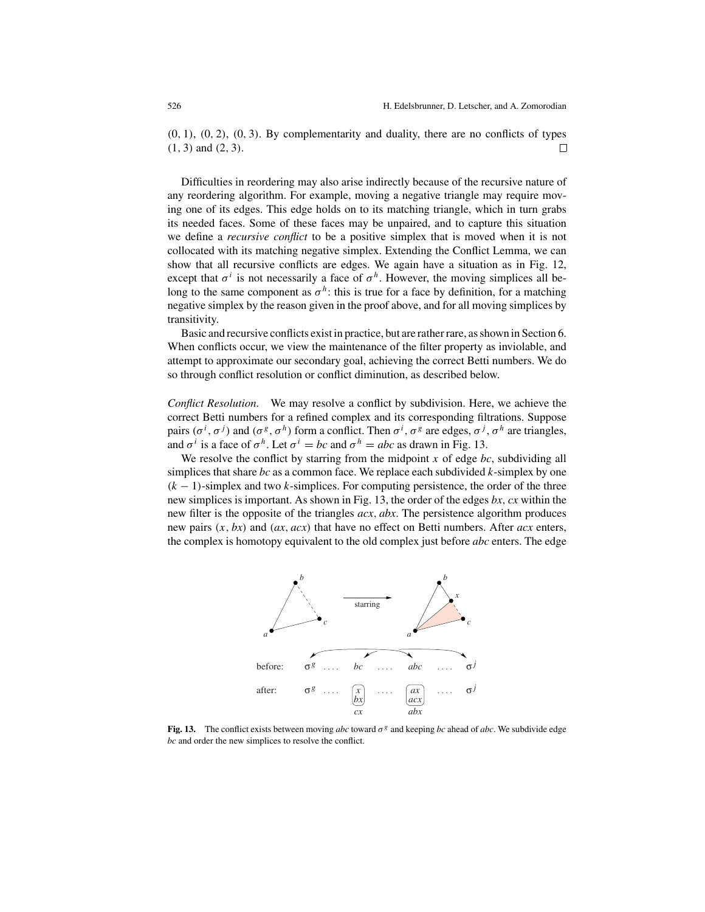(0, 1), (0, 2), (0, 3). By complementarity and duality, there are no conflicts of types (1, 3) and (2, 3). □

Difficulties in reordering may also arise indirectly because of the recursive nature of any reordering algorithm. For example, moving a negative triangle may require moving one of its edges. This edge holds on to its matching triangle, which in turn grabs its needed faces. Some of these faces may be unpaired, and to capture this situation we define a *recursive conflict* to be a positive simplex that is moved when it is not collocated with its matching negative simplex. Extending the Conflict Lemma, we can show that all recursive conflicts are edges. We again have a situation as in Fig. 12, except that $\sigma^i$ is not necessarily a face of $\sigma^h$. However, the moving simplices all belong to the same component as $\sigma^h$: this is true for a face by definition, for a matching negative simplex by the reason given in the proof above, and for all moving simplices by transitivity.

Basic and recursive conflicts exist in practice, but are rather rare, as shown in Section 6. When conflicts occur, we view the maintenance of the filter property as inviolable, and attempt to approximate our secondary goal, achieving the correct Betti numbers. We do so through conflict resolution or conflict diminution, as described below.

*Conflict Resolution*. We may resolve a conflict by subdivision. Here, we achieve the correct Betti numbers for a refined complex and its corresponding filtrations. Suppose pairs $(\sigma^i, \sigma^j)$ and $(\sigma^g, \sigma^h)$ form a conflict. Then $\sigma^i$, $\sigma^g$ are edges, $\sigma^j$, $\sigma^h$ are triangles, and $\sigma^i$ is a face of $\sigma^h$. Let $\sigma^i = bc$ and $\sigma^h = abc$ as drawn in Fig. 13.

We resolve the conflict by starring from the midpoint $x$ of edge $bc$, subdividing all simplices that share $bc$ as a common face. We replace each subdivided $k$-simplex by one $(k-1)$-simplex and two $k$-simplices. For computing persistence, the order of the three new simplices is important. As shown in Fig. 13, the order of the edges $bx$, $cx$ within the new filter is the opposite of the triangles $acx$, $abx$. The persistence algorithm produces new pairs $(x, bx)$ and $(ax, acx)$ that have no effect on Betti numbers. After $acx$ enters, the complex is homotopy equivalent to the old complex just before $abc$ enters. The edge

starring

before: $\sigma^g$ .... $bc$ .... $abc$ .... $\sigma^j$

after: $\sigma^g$ .... $x$ $bx$ $cx$ .... $ax$ $acx$ $abx$ .... $\sigma^j$

**Fig. 13.** The conflict exists between moving $abc$ toward $\sigma^g$ and keeping $bc$ ahead of $abc$. We subdivide edge $bc$ and order the new simplices to resolve the conflict.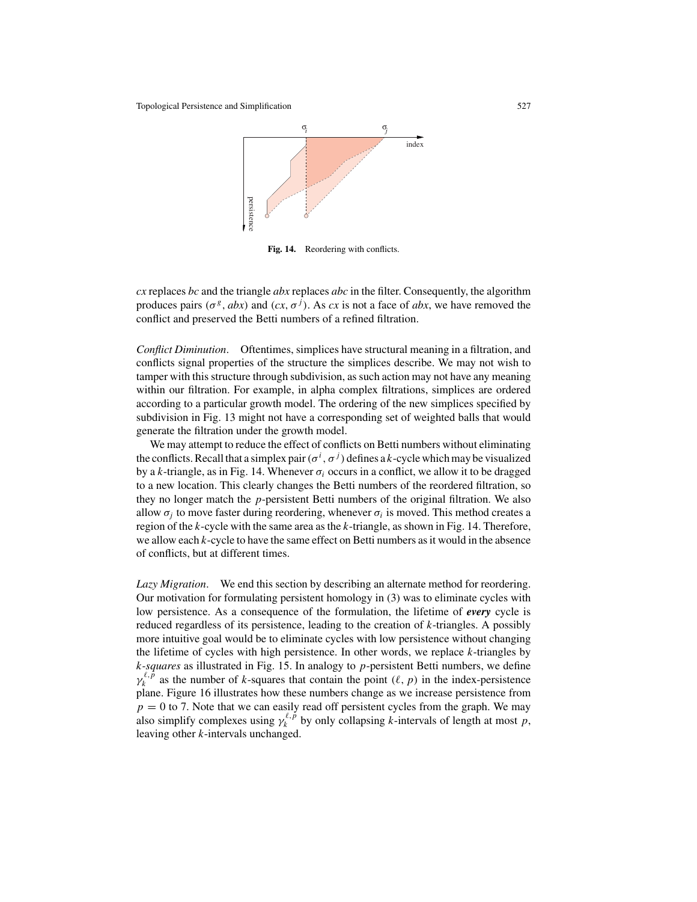σ_i

σ_j

index

persistence

**Fig. 14.** Reordering with conflicts.

*cx* replaces *bc* and the triangle *abx* replaces *abc* in the filter. Consequently, the algorithm produces pairs $(\sigma^g, abx)$ and $(cx, \sigma^j)$. As *cx* is not a face of *abx*, we have removed the conflict and preserved the Betti numbers of a refined filtration.

*Conflict Diminution*. Oftentimes, simplices have structural meaning in a filtration, and conflicts signal properties of the structure the simplices describe. We may not wish to tamper with this structure through subdivision, as such action may not have any meaning within our filtration. For example, in alpha complex filtrations, simplices are ordered according to a particular growth model. The ordering of the new simplices specified by subdivision in Fig. 13 might not have a corresponding set of weighted balls that would generate the filtration under the growth model.

We may attempt to reduce the effect of conflicts on Betti numbers without eliminating the conflicts. Recall that a simplex pair $(\sigma^i, \sigma^j)$ defines a $k$-cycle which may be visualized by a $k$-triangle, as in Fig. 14. Whenever $\sigma_i$ occurs in a conflict, we allow it to be dragged to a new location. This clearly changes the Betti numbers of the reordered filtration, so they no longer match the $p$-persistent Betti numbers of the original filtration. We also allow $\sigma_j$ to move faster during reordering, whenever $\sigma_i$ is moved. This method creates a region of the $k$-cycle with the same area as the $k$-triangle, as shown in Fig. 14. Therefore, we allow each $k$-cycle to have the same effect on Betti numbers as it would in the absence of conflicts, but at different times.

*Lazy Migration*. We end this section by describing an alternate method for reordering. Our motivation for formulating persistent homology in (3) was to eliminate cycles with low persistence. As a consequence of the formulation, the lifetime of ***every*** cycle is reduced regardless of its persistence, leading to the creation of $k$-triangles. A possibly more intuitive goal would be to eliminate cycles with low persistence without changing the lifetime of cycles with high persistence. In other words, we replace $k$-triangles by *$k$-squares* as illustrated in Fig. 15. In analogy to $p$-persistent Betti numbers, we define $\gamma_k^{\ell,p}$ as the number of $k$-squares that contain the point $(\ell, p)$ in the index-persistence plane. Figure 16 illustrates how these numbers change as we increase persistence from $p = 0$ to 7. Note that we can easily read off persistent cycles from the graph. We may also simplify complexes using $\gamma_k^{\ell,p}$ by only collapsing $k$-intervals of length at most $p$, leaving other $k$-intervals unchanged.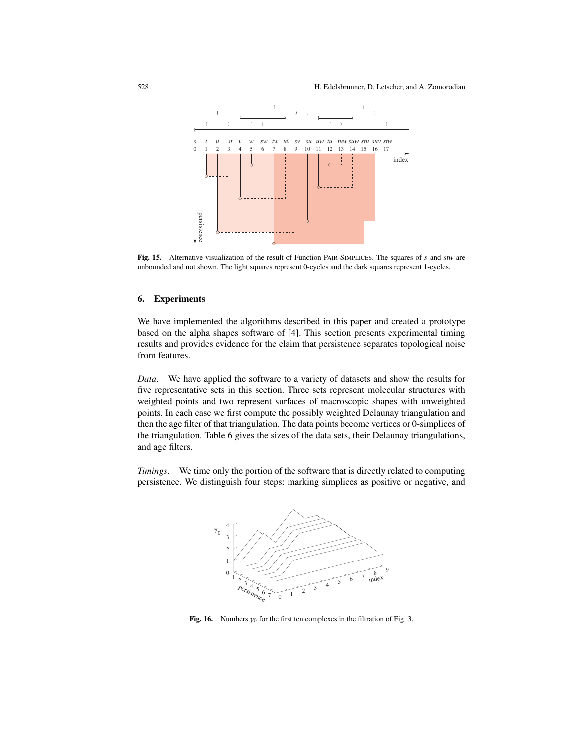s t u st v w sw tw uv sv su uw tu tuw suw stu suv stw
0 1 2 3 4 5 6 7 8 9 10 11 12 13 14 15 16 17
index
persistence

**Fig. 15.** Alternative visualization of the result of Function PAIR-SIMPLICES. The squares of *s* and *stw* are unbounded and not shown. The light squares represent 0-cycles and the dark squares represent 1-cycles.

## 6. Experiments

We have implemented the algorithms described in this paper and created a prototype based on the alpha shapes software of [4]. This section presents experimental timing results and provides evidence for the claim that persistence separates topological noise from features.

*Data*. We have applied the software to a variety of datasets and show the results for five representative sets in this section. Three sets represent molecular structures with weighted points and two represent surfaces of macroscopic shapes with unweighted points. In each case we first compute the possibly weighted Delaunay triangulation and then the age filter of that triangulation. The data points become vertices or 0-simplices of the triangulation. Table 6 gives the sizes of the data sets, their Delaunay triangulations, and age filters.

*Timings*. We time only the portion of the software that is directly related to computing persistence. We distinguish four steps: marking simplices as positive or negative, and

$\gamma_0$
0 1 2 3 4
persistence
1 2 3 4 5 6 7
index
0 1 2 3 4 5 6 7 8 9

**Fig. 16.** Numbers $\gamma_0$ for the first ten complexes in the filtration of Fig. 3.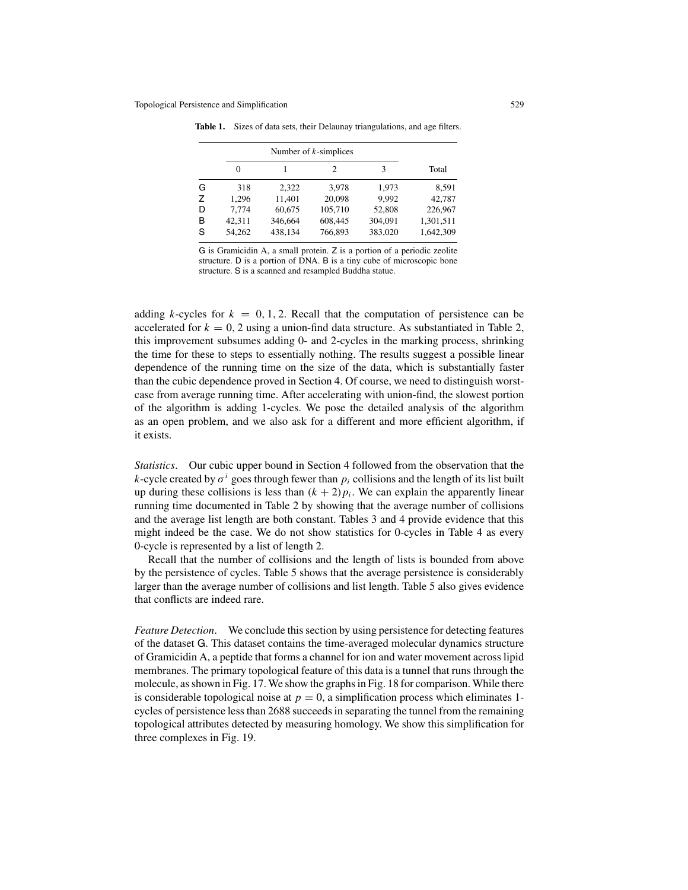**Table 1.** Sizes of data sets, their Delaunay triangulations, and age filters.

| | Number of $k$-simplices | | | | |
|---|---|---|---|---|---|
| | 0 | 1 | 2 | 3 | Total |
| G | 318 | 2,322 | 3,978 | 1,973 | 8,591 |
| Z | 1,296 | 11,401 | 20,098 | 9,992 | 42,787 |
| D | 7,774 | 60,675 | 105,710 | 52,808 | 226,967 |
| B | 42,311 | 346,664 | 608,445 | 304,091 | 1,301,511 |
| S | 54,262 | 438,134 | 766,893 | 383,020 | 1,642,309 |

G is Gramicidin A, a small protein. Z is a portion of a periodic zeolite structure. D is a portion of DNA. B is a tiny cube of microscopic bone structure. S is a scanned and resampled Buddha statue.

adding $k$-cycles for $k = 0, 1, 2$. Recall that the computation of persistence can be accelerated for $k = 0, 2$ using a union-find data structure. As substantiated in Table 2, this improvement subsumes adding 0- and 2-cycles in the marking process, shrinking the time for these to steps to essentially nothing. The results suggest a possible linear dependence of the running time on the size of the data, which is substantially faster than the cubic dependence proved in Section 4. Of course, we need to distinguish worst-case from average running time. After accelerating with union-find, the slowest portion of the algorithm is adding 1-cycles. We pose the detailed analysis of the algorithm as an open problem, and we also ask for a different and more efficient algorithm, if it exists.

*Statistics*. Our cubic upper bound in Section 4 followed from the observation that the $k$-cycle created by $\sigma^i$ goes through fewer than $p_i$ collisions and the length of its list built up during these collisions is less than $(k+2)p_i$. We can explain the apparently linear running time documented in Table 2 by showing that the average number of collisions and the average list length are both constant. Tables 3 and 4 provide evidence that this might indeed be the case. We do not show statistics for 0-cycles in Table 4 as every 0-cycle is represented by a list of length 2.

Recall that the number of collisions and the length of lists is bounded from above by the persistence of cycles. Table 5 shows that the average persistence is considerably larger than the average number of collisions and list length. Table 5 also gives evidence that conflicts are indeed rare.

*Feature Detection*. We conclude this section by using persistence for detecting features of the dataset G. This dataset contains the time-averaged molecular dynamics structure of Gramicidin A, a peptide that forms a channel for ion and water movement across lipid membranes. The primary topological feature of this data is a tunnel that runs through the molecule, as shown in Fig. 17. We show the graphs in Fig. 18 for comparison. While there is considerable topological noise at $p = 0$, a simplification process which eliminates 1-cycles of persistence less than 2688 succeeds in separating the tunnel from the remaining topological attributes detected by measuring homology. We show this simplification for three complexes in Fig. 19.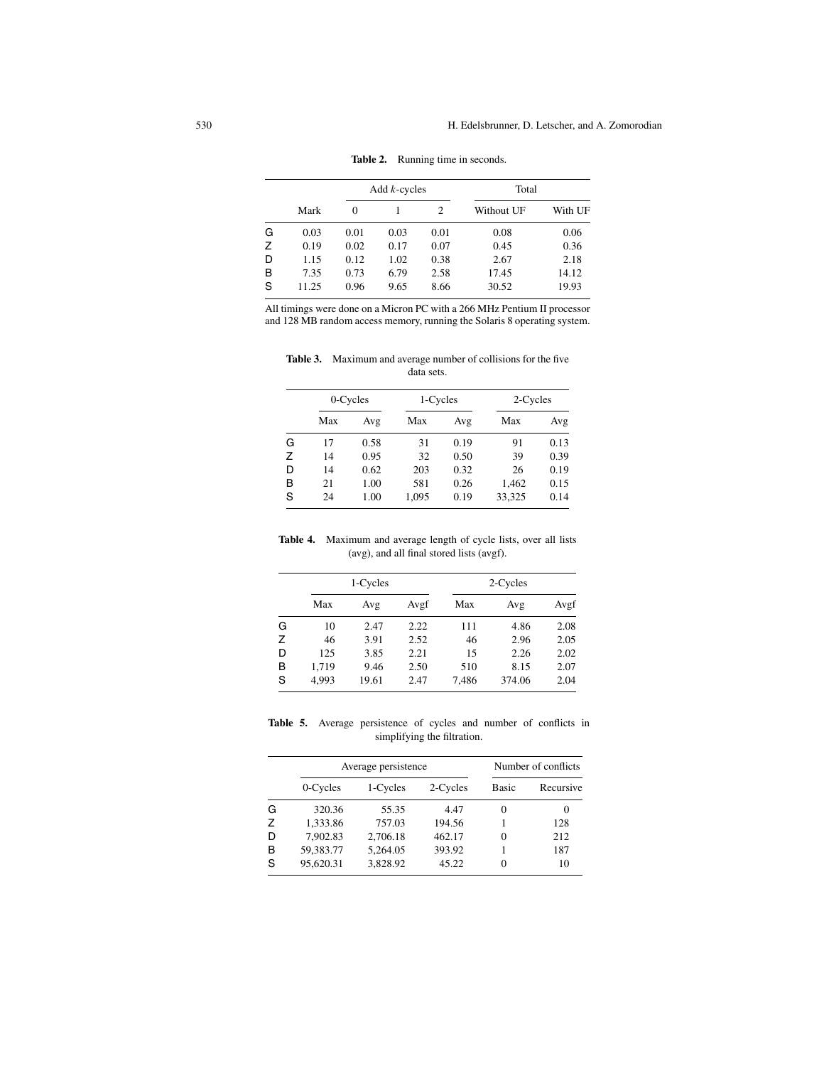**Table 2.** Running time in seconds.

| | Mark | Add $k$-cycles | | | Total | |
|---|---|---|---|---|---|---|
| | | 0 | 1 | 2 | Without UF | With UF |
| G | 0.03 | 0.01 | 0.03 | 0.01 | 0.08 | 0.06 |
| Z | 0.19 | 0.02 | 0.17 | 0.07 | 0.45 | 0.36 |
| D | 1.15 | 0.12 | 1.02 | 0.38 | 2.67 | 2.18 |
| B | 7.35 | 0.73 | 6.79 | 2.58 | 17.45 | 14.12 |
| S | 11.25 | 0.96 | 9.65 | 8.66 | 30.52 | 19.93 |

All timings were done on a Micron PC with a 266 MHz Pentium II processor and 128 MB random access memory, running the Solaris 8 operating system.

**Table 3.** Maximum and average number of collisions for the five data sets.

| | 0-Cycles | | 1-Cycles | | 2-Cycles | |
|---|---|---|---|---|---|---|
| | Max | Avg | Max | Avg | Max | Avg |
| G | 17 | 0.58 | 31 | 0.19 | 91 | 0.13 |
| Z | 14 | 0.95 | 32 | 0.50 | 39 | 0.39 |
| D | 14 | 0.62 | 203 | 0.32 | 26 | 0.19 |
| B | 21 | 1.00 | 581 | 0.26 | 1,462 | 0.15 |
| S | 24 | 1.00 | 1,095 | 0.19 | 33,325 | 0.14 |

**Table 4.** Maximum and average length of cycle lists, over all lists (avg), and all final stored lists (avgf).

| | 1-Cycles | | | 2-Cycles | | |
|---|---|---|---|---|---|---|
| | Max | Avg | Avgf | Max | Avg | Avgf |
| G | 10 | 2.47 | 2.22 | 111 | 4.86 | 2.08 |
| Z | 46 | 3.91 | 2.52 | 46 | 2.96 | 2.05 |
| D | 125 | 3.85 | 2.21 | 15 | 2.26 | 2.02 |
| B | 1,719 | 9.46 | 2.50 | 510 | 8.15 | 2.07 |
| S | 4,993 | 19.61 | 2.47 | 7,486 | 374.06 | 2.04 |

**Table 5.** Average persistence of cycles and number of conflicts in simplifying the filtration.

| | Average persistence | | | Number of conflicts | |
|---|---|---|---|---|---|
| | 0-Cycles | 1-Cycles | 2-Cycles | Basic | Recursive |
| G | 320.36 | 55.35 | 4.47 | 0 | 0 |
| Z | 1,333.86 | 757.03 | 194.56 | 1 | 128 |
| D | 7,902.83 | 2,706.18 | 462.17 | 0 | 212 |
| B | 59,383.77 | 5,264.05 | 393.92 | 1 | 187 |
| S | 95,620.31 | 3,828.92 | 45.22 | 0 | 10 |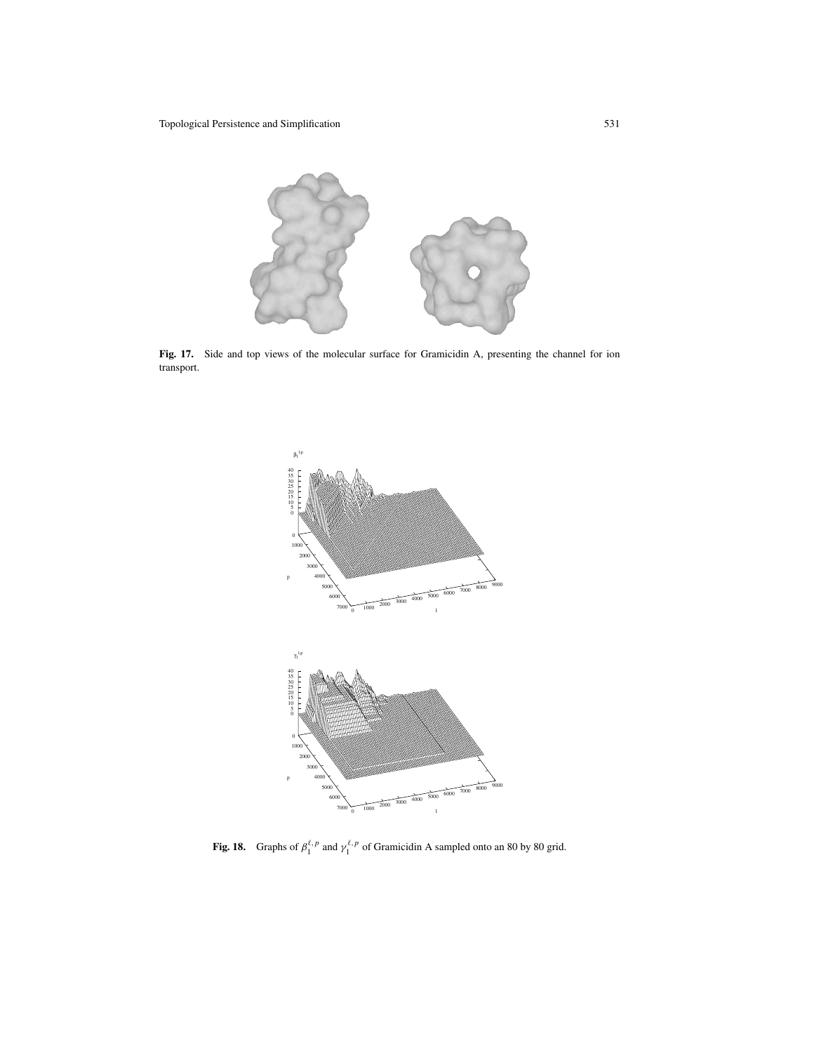Fig. 17. Side and top views of the molecular surface for Gramicidin A, presenting the channel for ion transport.

$\beta_1^{l,p}$

40
35
30
25
20
15
10
5
0

0
1000
2000
3000
4000
5000
6000
7000

p

0
1000
2000
3000
4000
5000
6000
7000
8000
9000

l

$\gamma_1^{l,p}$

40
35
30
25
20
15
10
5
0

0
1000
2000
3000
4000
5000
6000
7000

p

0
1000
2000
3000
4000
5000
6000
7000
8000
9000

l

**Fig. 18.** Graphs of $\beta_1^{\ell,p}$ and $\gamma_1^{\ell,p}$ of Gramicidin A sampled onto an 80 by 80 grid.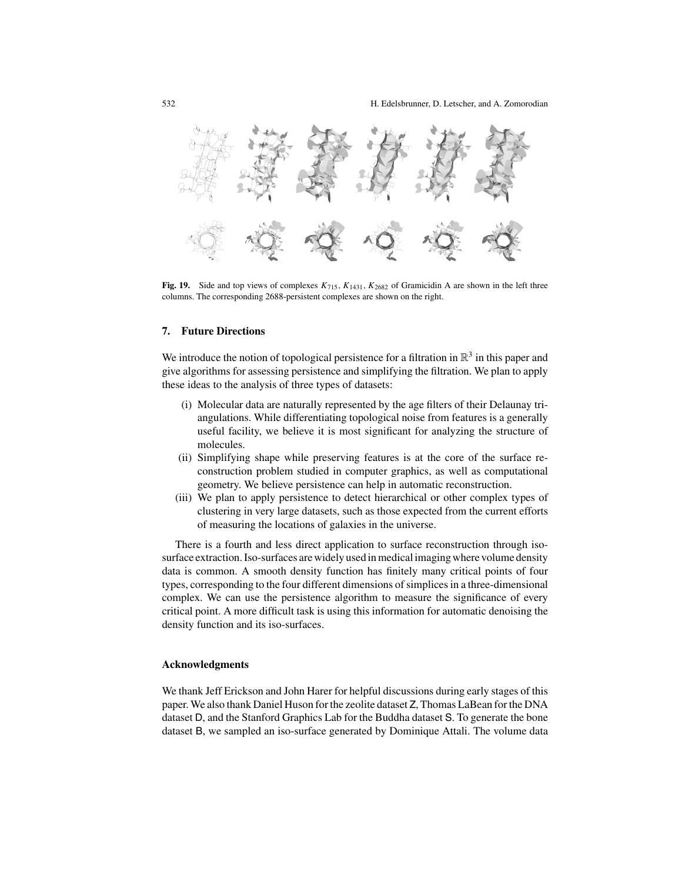**Fig. 19.** Side and top views of complexes $K_{715}$, $K_{1431}$, $K_{2682}$ of Gramicidin A are shown in the left three columns. The corresponding 2688-persistent complexes are shown on the right.

## 7. Future Directions

We introduce the notion of topological persistence for a filtration in $\mathbb{R}^3$ in this paper and give algorithms for assessing persistence and simplifying the filtration. We plan to apply these ideas to the analysis of three types of datasets:

(i) Molecular data are naturally represented by the age filters of their Delaunay triangulations. While differentiating topological noise from features is a generally useful facility, we believe it is most significant for analyzing the structure of molecules.

(ii) Simplifying shape while preserving features is at the core of the surface reconstruction problem studied in computer graphics, as well as computational geometry. We believe persistence can help in automatic reconstruction.

(iii) We plan to apply persistence to detect hierarchical or other complex types of clustering in very large datasets, such as those expected from the current efforts of measuring the locations of galaxies in the universe.

There is a fourth and less direct application to surface reconstruction through iso-surface extraction. Iso-surfaces are widely used in medical imaging where volume density data is common. A smooth density function has finitely many critical points of four types, corresponding to the four different dimensions of simplices in a three-dimensional complex. We can use the persistence algorithm to measure the significance of every critical point. A more difficult task is using this information for automatic denoising the density function and its iso-surfaces.

### Acknowledgments

We thank Jeff Erickson and John Harer for helpful discussions during early stages of this paper. We also thank Daniel Huson for the zeolite dataset Z, Thomas LaBean for the DNA dataset D, and the Stanford Graphics Lab for the Buddha dataset S. To generate the bone dataset B, we sampled an iso-surface generated by Dominique Attali. The volume data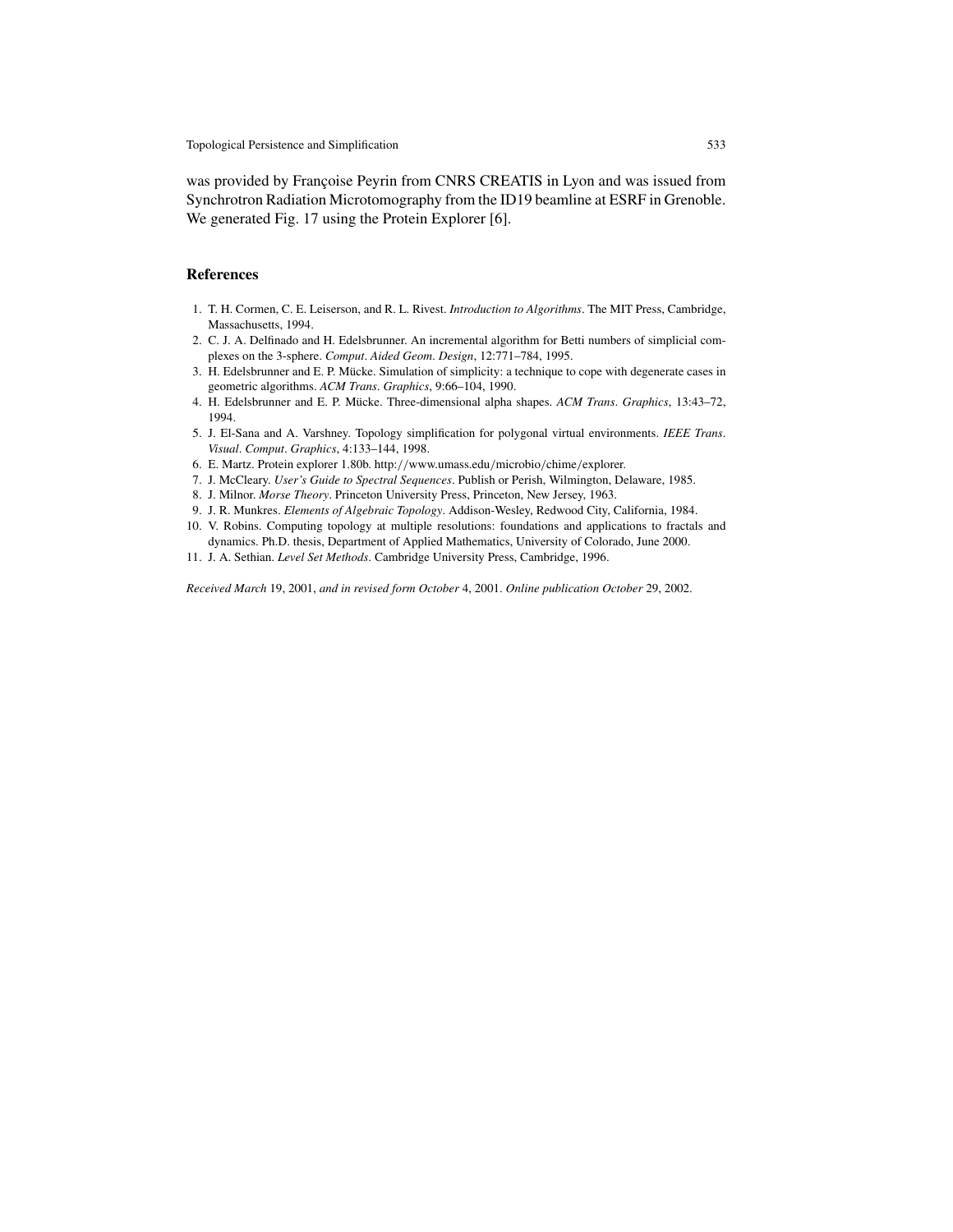was provided by Françoise Peyrin from CNRS CREATIS in Lyon and was issued from Synchrotron Radiation Microtomography from the ID19 beamline at ESRF in Grenoble. We generated Fig. 17 using the Protein Explorer [6].

## References

1. T. H. Cormen, C. E. Leiserson, and R. L. Rivest. *Introduction to Algorithms*. The MIT Press, Cambridge, Massachusetts, 1994.
2. C. J. A. Delfinado and H. Edelsbrunner. An incremental algorithm for Betti numbers of simplicial complexes on the 3-sphere. *Comput. Aided Geom. Design*, 12:771–784, 1995.
3. H. Edelsbrunner and E. P. Mücke. Simulation of simplicity: a technique to cope with degenerate cases in geometric algorithms. *ACM Trans. Graphics*, 9:66–104, 1990.
4. H. Edelsbrunner and E. P. Mücke. Three-dimensional alpha shapes. *ACM Trans. Graphics*, 13:43–72, 1994.
5. J. El-Sana and A. Varshney. Topology simplification for polygonal virtual environments. *IEEE Trans. Visual. Comput. Graphics*, 4:133–144, 1998.
6. E. Martz. Protein explorer 1.80b. http://www.umass.edu/microbio/chime/explorer.
7. J. McCleary. *User's Guide to Spectral Sequences*. Publish or Perish, Wilmington, Delaware, 1985.
8. J. Milnor. *Morse Theory*. Princeton University Press, Princeton, New Jersey, 1963.
9. J. R. Munkres. *Elements of Algebraic Topology*. Addison-Wesley, Redwood City, California, 1984.
10. V. Robins. Computing topology at multiple resolutions: foundations and applications to fractals and dynamics. Ph.D. thesis, Department of Applied Mathematics, University of Colorado, June 2000.
11. J. A. Sethian. *Level Set Methods*. Cambridge University Press, Cambridge, 1996.

*Received March* 19, 2001, *and in revised form October* 4, 2001. *Online publication October* 29, 2002.